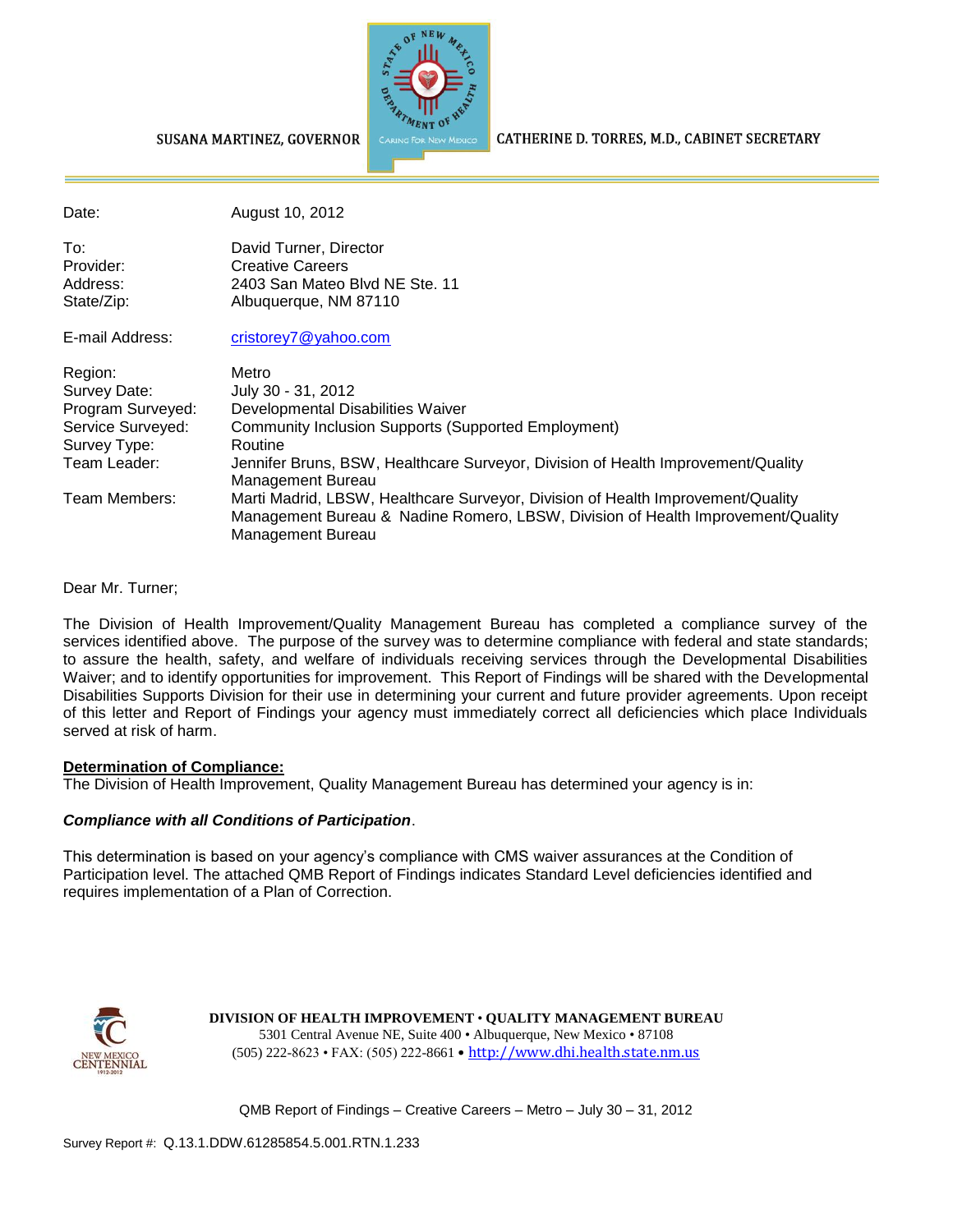SUSANA MARTINEZ, GOVERNOR

CATHERINE D. TORRES, M.D., CABINET SECRETARY

| | |
|---|---|
| Date: | August 10, 2012 |
| To: | David Turner, Director |
| Provider: | Creative Careers |
| Address: | 2403 San Mateo Blvd NE Ste. 11 |
| State/Zip: | Albuquerque, NM 87110 |
| E-mail Address: | cristorey7@yahoo.com |
| Region: | Metro |
| Survey Date: | July 30 - 31, 2012 |
| Program Surveyed: | Developmental Disabilities Waiver |
| Service Surveyed: | Community Inclusion Supports (Supported Employment) |
| Survey Type: | Routine |
| Team Leader: | Jennifer Bruns, BSW, Healthcare Surveyor, Division of Health Improvement/Quality Management Bureau |
| Team Members: | Marti Madrid, LBSW, Healthcare Surveyor, Division of Health Improvement/Quality Management Bureau & Nadine Romero, LBSW, Division of Health Improvement/Quality Management Bureau |

Dear Mr. Turner;

The Division of Health Improvement/Quality Management Bureau has completed a compliance survey of the services identified above. The purpose of the survey was to determine compliance with federal and state standards; to assure the health, safety, and welfare of individuals receiving services through the Developmental Disabilities Waiver; and to identify opportunities for improvement. This Report of Findings will be shared with the Developmental Disabilities Supports Division for their use in determining your current and future provider agreements. Upon receipt of this letter and Report of Findings your agency must immediately correct all deficiencies which place Individuals served at risk of harm.

**Determination of Compliance:**

The Division of Health Improvement, Quality Management Bureau has determined your agency is in:

***Compliance with all Conditions of Participation***.

This determination is based on your agency's compliance with CMS waiver assurances at the Condition of Participation level. The attached QMB Report of Findings indicates Standard Level deficiencies identified and requires implementation of a Plan of Correction.

**DIVISION OF HEALTH IMPROVEMENT • QUALITY MANAGEMENT BUREAU**
5301 Central Avenue NE, Suite 400 • Albuquerque, New Mexico • 87108
(505) 222-8623 • FAX: (505) 222-8661 • http://www.dhi.health.state.nm.us

QMB Report of Findings – Creative Careers – Metro – July 30 – 31, 2012

Survey Report #: Q.13.1.DDW.61285854.5.001.RTN.1.233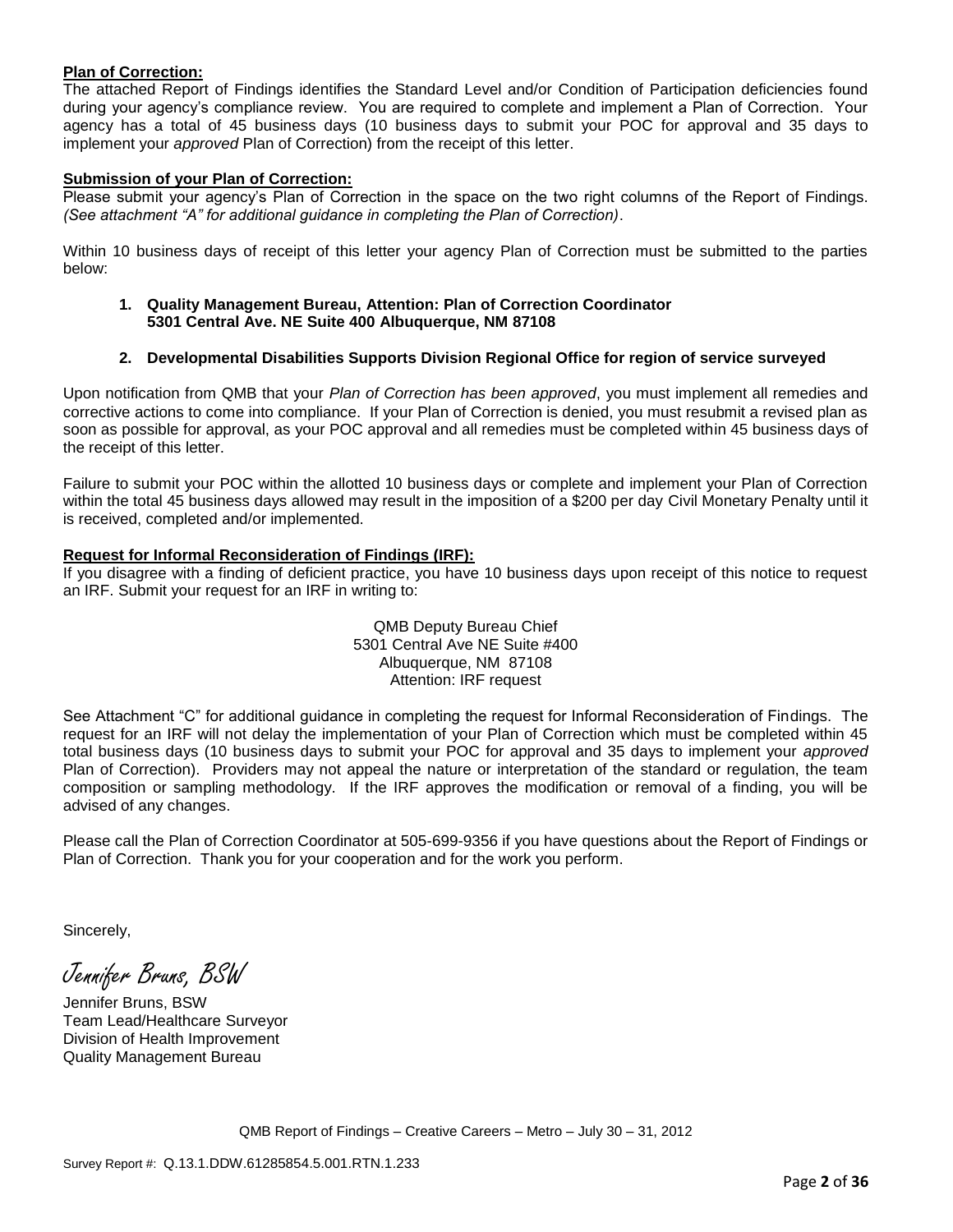**Plan of Correction:**
The attached Report of Findings identifies the Standard Level and/or Condition of Participation deficiencies found during your agency's compliance review. You are required to complete and implement a Plan of Correction. Your agency has a total of 45 business days (10 business days to submit your POC for approval and 35 days to implement your *approved* Plan of Correction) from the receipt of this letter.

**Submission of your Plan of Correction:**
Please submit your agency's Plan of Correction in the space on the two right columns of the Report of Findings. *(See attachment "A" for additional guidance in completing the Plan of Correction)*.

Within 10 business days of receipt of this letter your agency Plan of Correction must be submitted to the parties below:

1. **Quality Management Bureau, Attention: Plan of Correction Coordinator 5301 Central Ave. NE Suite 400 Albuquerque, NM 87108**

2. **Developmental Disabilities Supports Division Regional Office for region of service surveyed**

Upon notification from QMB that your *Plan of Correction has been approved*, you must implement all remedies and corrective actions to come into compliance. If your Plan of Correction is denied, you must resubmit a revised plan as soon as possible for approval, as your POC approval and all remedies must be completed within 45 business days of the receipt of this letter.

Failure to submit your POC within the allotted 10 business days or complete and implement your Plan of Correction within the total 45 business days allowed may result in the imposition of a $200 per day Civil Monetary Penalty until it is received, completed and/or implemented.

**Request for Informal Reconsideration of Findings (IRF):**
If you disagree with a finding of deficient practice, you have 10 business days upon receipt of this notice to request an IRF. Submit your request for an IRF in writing to:

QMB Deputy Bureau Chief
5301 Central Ave NE Suite #400
Albuquerque, NM 87108
Attention: IRF request

See Attachment "C" for additional guidance in completing the request for Informal Reconsideration of Findings. The request for an IRF will not delay the implementation of your Plan of Correction which must be completed within 45 total business days (10 business days to submit your POC for approval and 35 days to implement your *approved* Plan of Correction). Providers may not appeal the nature or interpretation of the standard or regulation, the team composition or sampling methodology. If the IRF approves the modification or removal of a finding, you will be advised of any changes.

Please call the Plan of Correction Coordinator at 505-699-9356 if you have questions about the Report of Findings or Plan of Correction. Thank you for your cooperation and for the work you perform.

Sincerely,

*Jennifer Bruns, BSW*

Jennifer Bruns, BSW
Team Lead/Healthcare Surveyor
Division of Health Improvement
Quality Management Bureau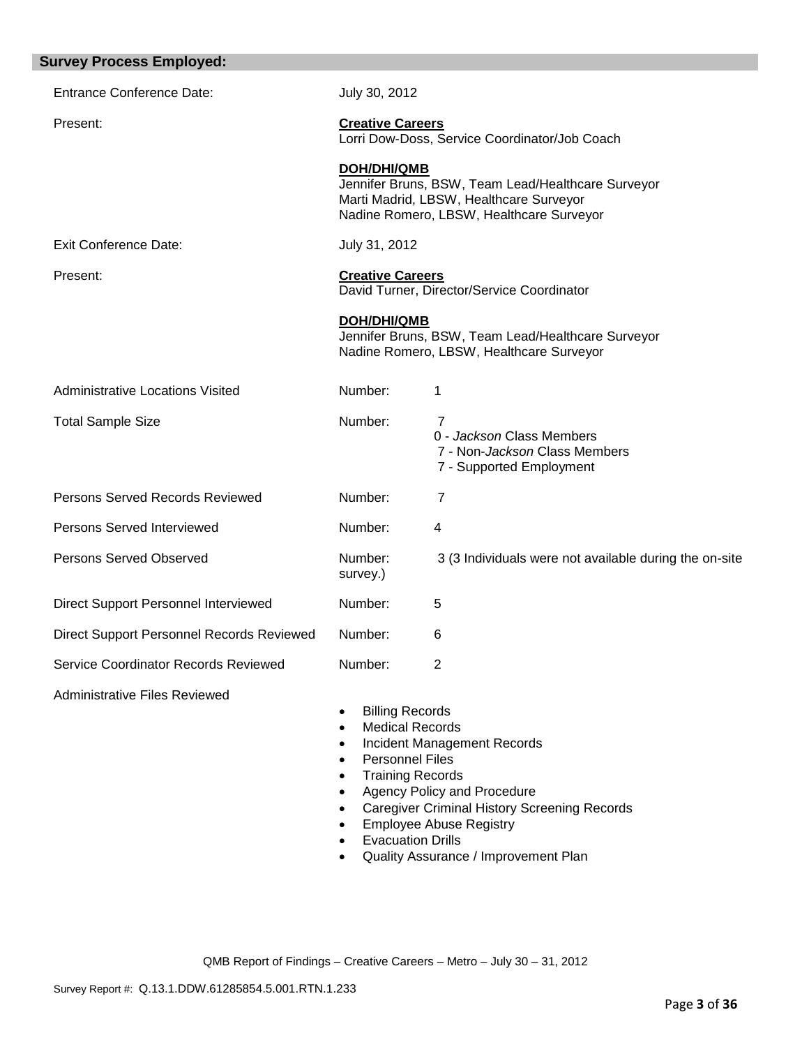## Survey Process Employed:

| | | |
|---|---|---|
| Entrance Conference Date: | July 30, 2012 | |
| Present: | **Creative Careers**<br>Lorri Dow-Doss, Service Coordinator/Job Coach<br><br>**DOH/DHI/QMB**<br>Jennifer Bruns, BSW, Team Lead/Healthcare Surveyor<br>Marti Madrid, LBSW, Healthcare Surveyor<br>Nadine Romero, LBSW, Healthcare Surveyor | |
| Exit Conference Date: | July 31, 2012 | |
| Present: | **Creative Careers**<br>David Turner, Director/Service Coordinator<br><br>**DOH/DHI/QMB**<br>Jennifer Bruns, BSW, Team Lead/Healthcare Surveyor<br>Nadine Romero, LBSW, Healthcare Surveyor | |
| Administrative Locations Visited | Number: | 1 |
| Total Sample Size | Number: | 7<br>0 - *Jackson* Class Members<br>7 - Non-*Jackson* Class Members<br>7 - Supported Employment |
| Persons Served Records Reviewed | Number: | 7 |
| Persons Served Interviewed | Number: | 4 |
| Persons Served Observed | Number: | 3 (3 Individuals were not available during the on-site survey.) |
| Direct Support Personnel Interviewed | Number: | 5 |
| Direct Support Personnel Records Reviewed | Number: | 6 |
| Service Coordinator Records Reviewed | Number: | 2 |

Administrative Files Reviewed

- Billing Records
- Medical Records
- Incident Management Records
- Personnel Files
- Training Records
- Agency Policy and Procedure
- Caregiver Criminal History Screening Records
- Employee Abuse Registry
- Evacuation Drills
- Quality Assurance / Improvement Plan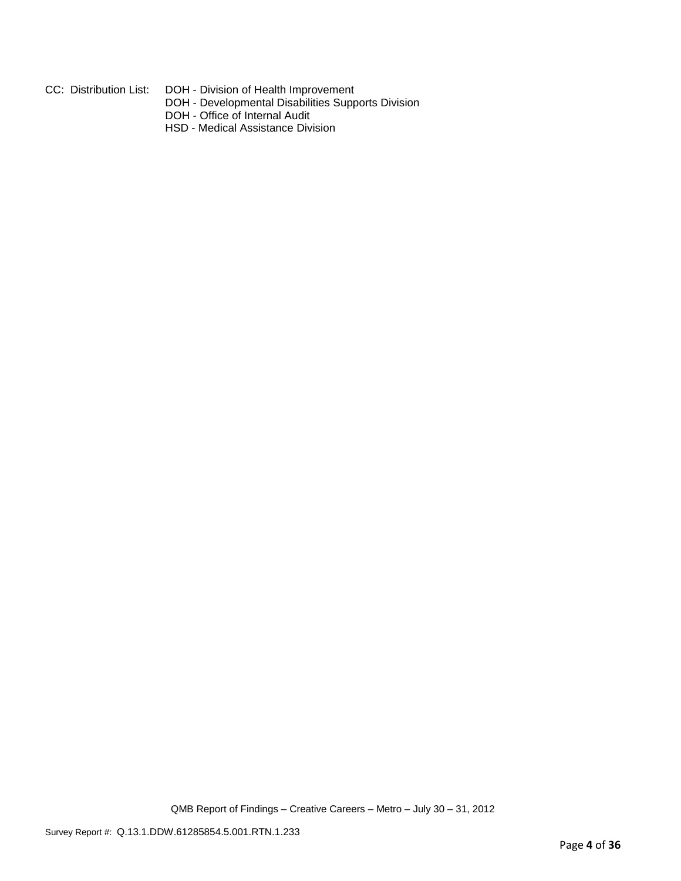CC: Distribution List: DOH - Division of Health Improvement
DOH - Developmental Disabilities Supports Division
DOH - Office of Internal Audit
HSD - Medical Assistance Division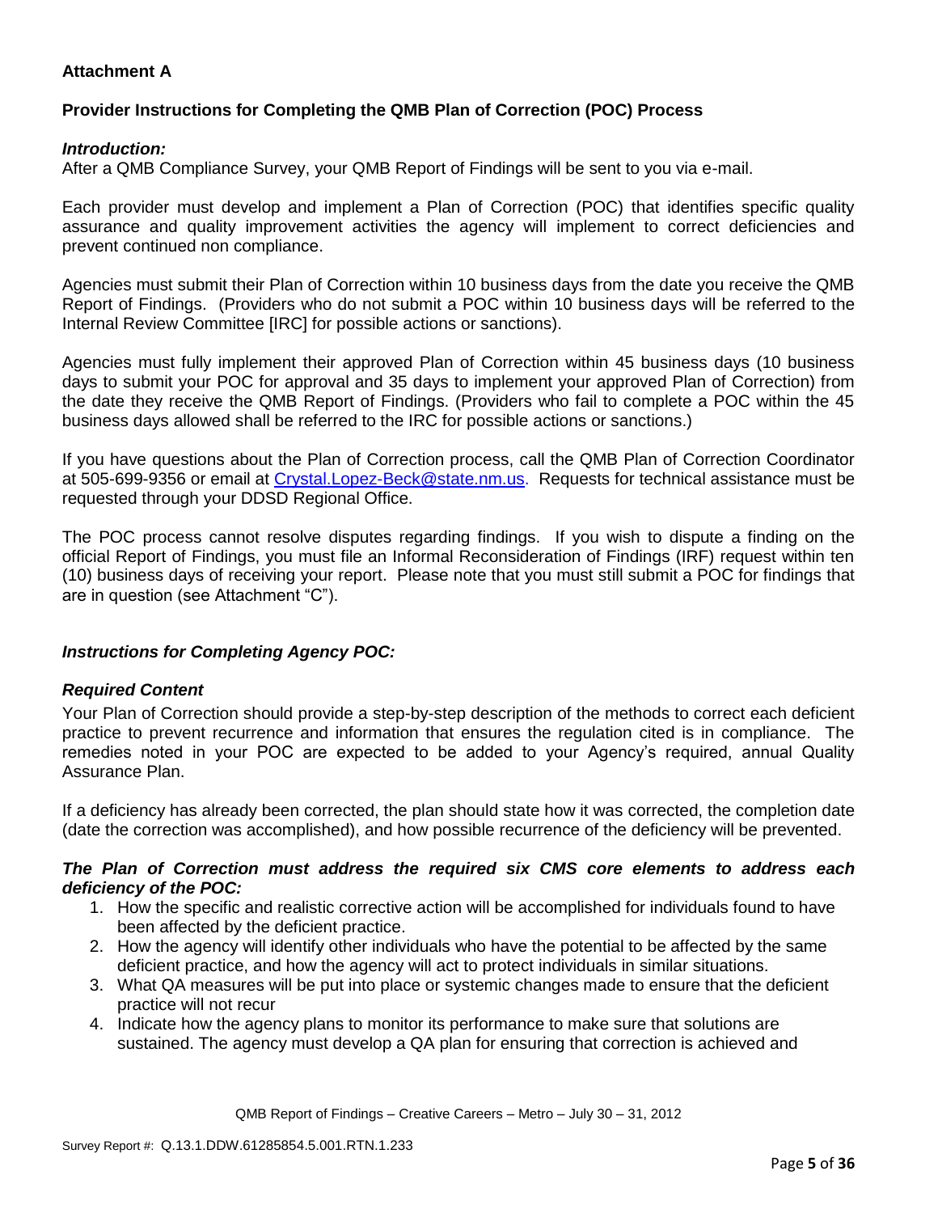**Attachment A**

**Provider Instructions for Completing the QMB Plan of Correction (POC) Process**

***Introduction:***

After a QMB Compliance Survey, your QMB Report of Findings will be sent to you via e-mail.

Each provider must develop and implement a Plan of Correction (POC) that identifies specific quality assurance and quality improvement activities the agency will implement to correct deficiencies and prevent continued non compliance.

Agencies must submit their Plan of Correction within 10 business days from the date you receive the QMB Report of Findings. (Providers who do not submit a POC within 10 business days will be referred to the Internal Review Committee [IRC] for possible actions or sanctions).

Agencies must fully implement their approved Plan of Correction within 45 business days (10 business days to submit your POC for approval and 35 days to implement your approved Plan of Correction) from the date they receive the QMB Report of Findings. (Providers who fail to complete a POC within the 45 business days allowed shall be referred to the IRC for possible actions or sanctions.)

If you have questions about the Plan of Correction process, call the QMB Plan of Correction Coordinator at 505-699-9356 or email at Crystal.Lopez-Beck@state.nm.us. Requests for technical assistance must be requested through your DDSD Regional Office.

The POC process cannot resolve disputes regarding findings. If you wish to dispute a finding on the official Report of Findings, you must file an Informal Reconsideration of Findings (IRF) request within ten (10) business days of receiving your report. Please note that you must still submit a POC for findings that are in question (see Attachment "C").

***Instructions for Completing Agency POC:***

***Required Content***

Your Plan of Correction should provide a step-by-step description of the methods to correct each deficient practice to prevent recurrence and information that ensures the regulation cited is in compliance. The remedies noted in your POC are expected to be added to your Agency's required, annual Quality Assurance Plan.

If a deficiency has already been corrected, the plan should state how it was corrected, the completion date (date the correction was accomplished), and how possible recurrence of the deficiency will be prevented.

***The Plan of Correction must address the required six CMS core elements to address each deficiency of the POC:***

1. How the specific and realistic corrective action will be accomplished for individuals found to have been affected by the deficient practice.
2. How the agency will identify other individuals who have the potential to be affected by the same deficient practice, and how the agency will act to protect individuals in similar situations.
3. What QA measures will be put into place or systemic changes made to ensure that the deficient practice will not recur
4. Indicate how the agency plans to monitor its performance to make sure that solutions are sustained. The agency must develop a QA plan for ensuring that correction is achieved and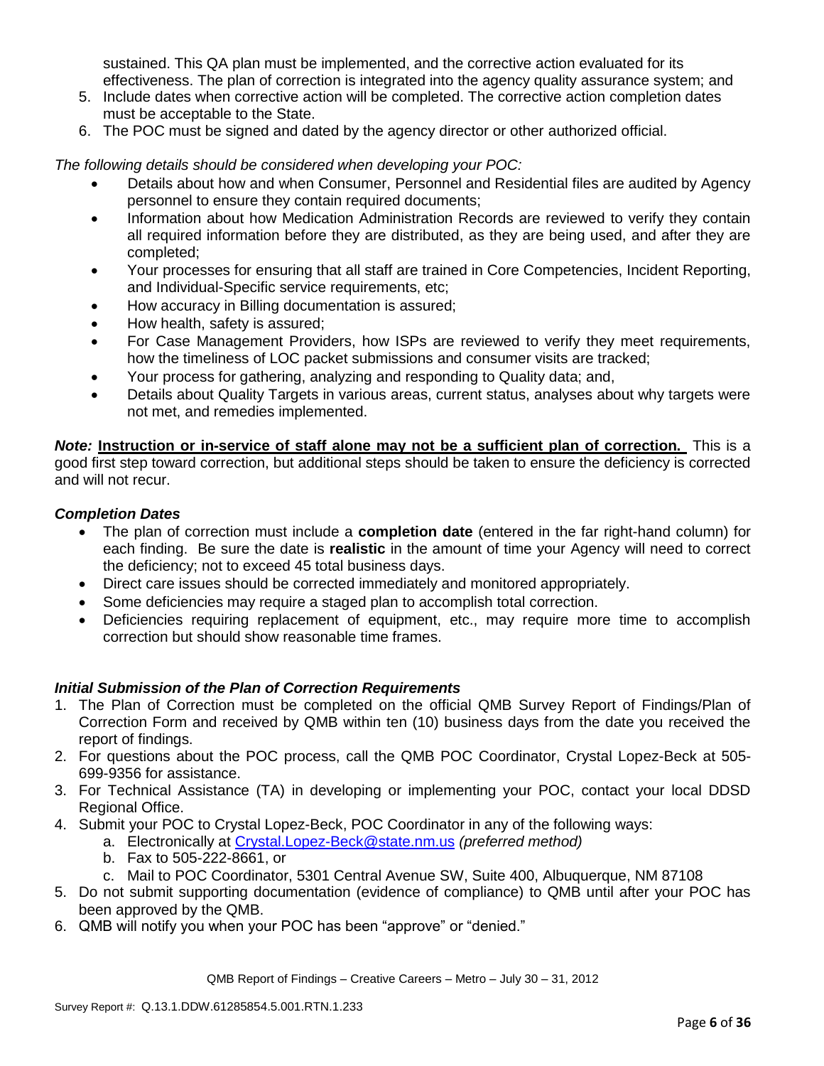sustained. This QA plan must be implemented, and the corrective action evaluated for its effectiveness. The plan of correction is integrated into the agency quality assurance system; and

5. Include dates when corrective action will be completed. The corrective action completion dates must be acceptable to the State.
6. The POC must be signed and dated by the agency director or other authorized official.

*The following details should be considered when developing your POC:*

- Details about how and when Consumer, Personnel and Residential files are audited by Agency personnel to ensure they contain required documents;
- Information about how Medication Administration Records are reviewed to verify they contain all required information before they are distributed, as they are being used, and after they are completed;
- Your processes for ensuring that all staff are trained in Core Competencies, Incident Reporting, and Individual-Specific service requirements, etc;
- How accuracy in Billing documentation is assured;
- How health, safety is assured;
- For Case Management Providers, how ISPs are reviewed to verify they meet requirements, how the timeliness of LOC packet submissions and consumer visits are tracked;
- Your process for gathering, analyzing and responding to Quality data; and,
- Details about Quality Targets in various areas, current status, analyses about why targets were not met, and remedies implemented.

***Note:*** **Instruction or in-service of staff alone may not be a sufficient plan of correction.** This is a good first step toward correction, but additional steps should be taken to ensure the deficiency is corrected and will not recur.

***Completion Dates***

- The plan of correction must include a **completion date** (entered in the far right-hand column) for each finding. Be sure the date is **realistic** in the amount of time your Agency will need to correct the deficiency; not to exceed 45 total business days.
- Direct care issues should be corrected immediately and monitored appropriately.
- Some deficiencies may require a staged plan to accomplish total correction.
- Deficiencies requiring replacement of equipment, etc., may require more time to accomplish correction but should show reasonable time frames.

***Initial Submission of the Plan of Correction Requirements***

1. The Plan of Correction must be completed on the official QMB Survey Report of Findings/Plan of Correction Form and received by QMB within ten (10) business days from the date you received the report of findings.
2. For questions about the POC process, call the QMB POC Coordinator, Crystal Lopez-Beck at 505-699-9356 for assistance.
3. For Technical Assistance (TA) in developing or implementing your POC, contact your local DDSD Regional Office.
4. Submit your POC to Crystal Lopez-Beck, POC Coordinator in any of the following ways:
   a. Electronically at Crystal.Lopez-Beck@state.nm.us *(preferred method)*
   b. Fax to 505-222-8661, or
   c. Mail to POC Coordinator, 5301 Central Avenue SW, Suite 400, Albuquerque, NM 87108
5. Do not submit supporting documentation (evidence of compliance) to QMB until after your POC has been approved by the QMB.
6. QMB will notify you when your POC has been "approve" or "denied."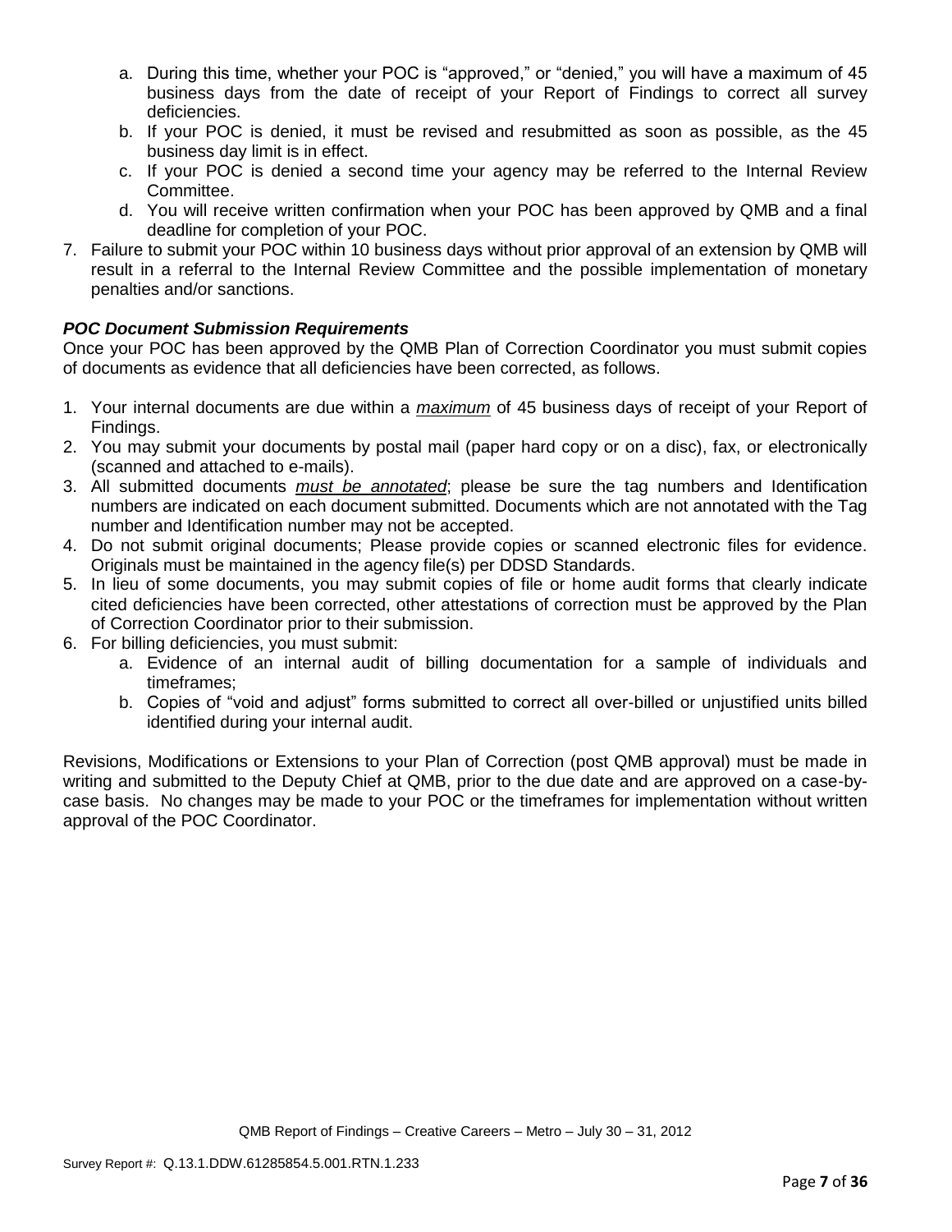a. During this time, whether your POC is "approved," or "denied," you will have a maximum of 45 business days from the date of receipt of your Report of Findings to correct all survey deficiencies.
b. If your POC is denied, it must be revised and resubmitted as soon as possible, as the 45 business day limit is in effect.
c. If your POC is denied a second time your agency may be referred to the Internal Review Committee.
d. You will receive written confirmation when your POC has been approved by QMB and a final deadline for completion of your POC.

7. Failure to submit your POC within 10 business days without prior approval of an extension by QMB will result in a referral to the Internal Review Committee and the possible implementation of monetary penalties and/or sanctions.

***POC Document Submission Requirements***

Once your POC has been approved by the QMB Plan of Correction Coordinator you must submit copies of documents as evidence that all deficiencies have been corrected, as follows.

1. Your internal documents are due within a ***maximum*** of 45 business days of receipt of your Report of Findings.
2. You may submit your documents by postal mail (paper hard copy or on a disc), fax, or electronically (scanned and attached to e-mails).
3. All submitted documents ***must be annotated***; please be sure the tag numbers and Identification numbers are indicated on each document submitted. Documents which are not annotated with the Tag number and Identification number may not be accepted.
4. Do not submit original documents; Please provide copies or scanned electronic files for evidence. Originals must be maintained in the agency file(s) per DDSD Standards.
5. In lieu of some documents, you may submit copies of file or home audit forms that clearly indicate cited deficiencies have been corrected, other attestations of correction must be approved by the Plan of Correction Coordinator prior to their submission.
6. For billing deficiencies, you must submit:
   a. Evidence of an internal audit of billing documentation for a sample of individuals and timeframes;
   b. Copies of "void and adjust" forms submitted to correct all over-billed or unjustified units billed identified during your internal audit.

Revisions, Modifications or Extensions to your Plan of Correction (post QMB approval) must be made in writing and submitted to the Deputy Chief at QMB, prior to the due date and are approved on a case-by-case basis. No changes may be made to your POC or the timeframes for implementation without written approval of the POC Coordinator.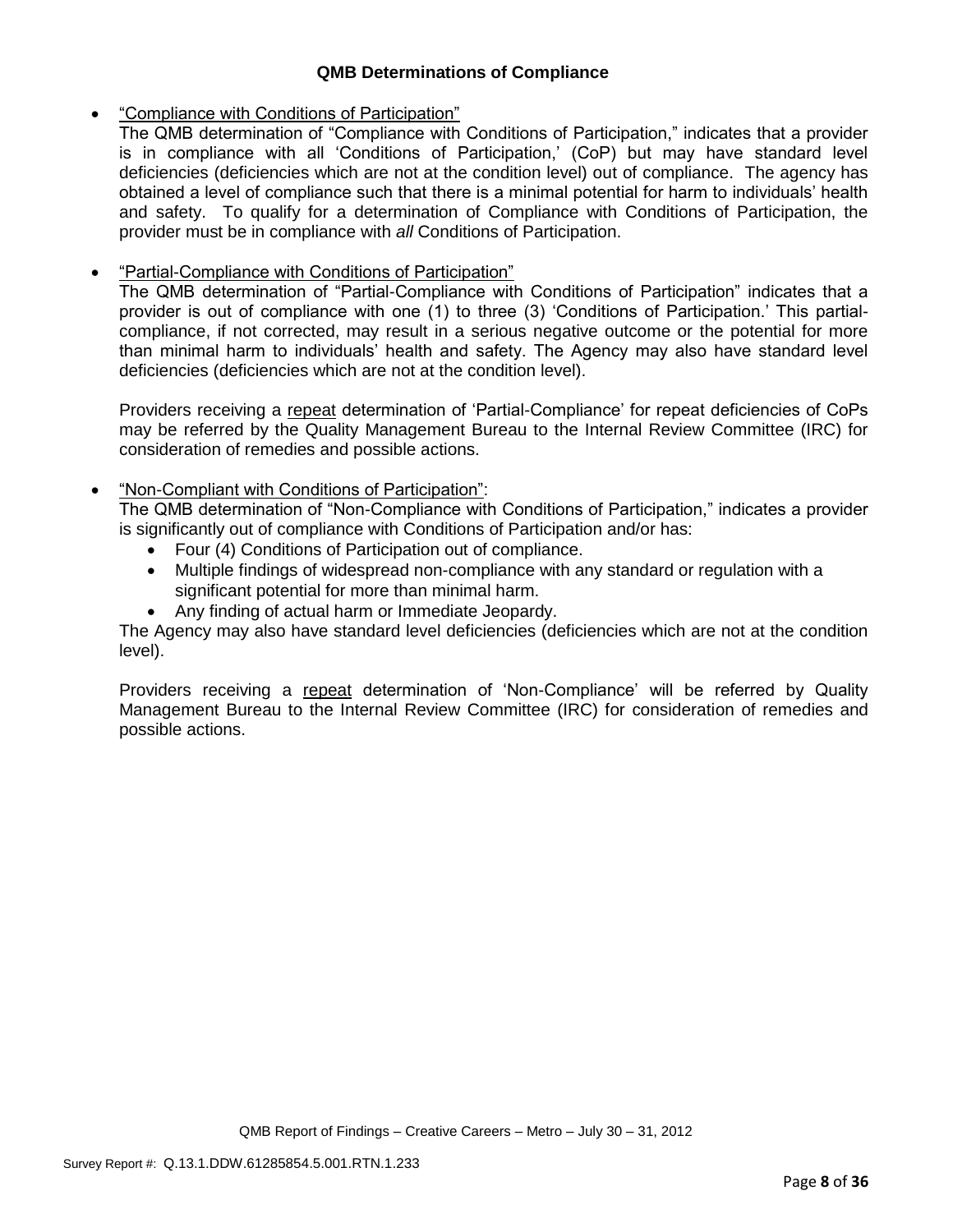### QMB Determinations of Compliance

- "Compliance with Conditions of Participation"

  The QMB determination of "Compliance with Conditions of Participation," indicates that a provider is in compliance with all 'Conditions of Participation,' (CoP) but may have standard level deficiencies (deficiencies which are not at the condition level) out of compliance. The agency has obtained a level of compliance such that there is a minimal potential for harm to individuals' health and safety. To qualify for a determination of Compliance with Conditions of Participation, the provider must be in compliance with *all* Conditions of Participation.

- "Partial-Compliance with Conditions of Participation"

  The QMB determination of "Partial-Compliance with Conditions of Participation" indicates that a provider is out of compliance with one (1) to three (3) 'Conditions of Participation.' This partial-compliance, if not corrected, may result in a serious negative outcome or the potential for more than minimal harm to individuals' health and safety. The Agency may also have standard level deficiencies (deficiencies which are not at the condition level).

  Providers receiving a repeat determination of 'Partial-Compliance' for repeat deficiencies of CoPs may be referred by the Quality Management Bureau to the Internal Review Committee (IRC) for consideration of remedies and possible actions.

- "Non-Compliant with Conditions of Participation":

  The QMB determination of "Non-Compliance with Conditions of Participation," indicates a provider is significantly out of compliance with Conditions of Participation and/or has:
  - Four (4) Conditions of Participation out of compliance.
  - Multiple findings of widespread non-compliance with any standard or regulation with a significant potential for more than minimal harm.
  - Any finding of actual harm or Immediate Jeopardy.

  The Agency may also have standard level deficiencies (deficiencies which are not at the condition level).

  Providers receiving a repeat determination of 'Non-Compliance' will be referred by Quality Management Bureau to the Internal Review Committee (IRC) for consideration of remedies and possible actions.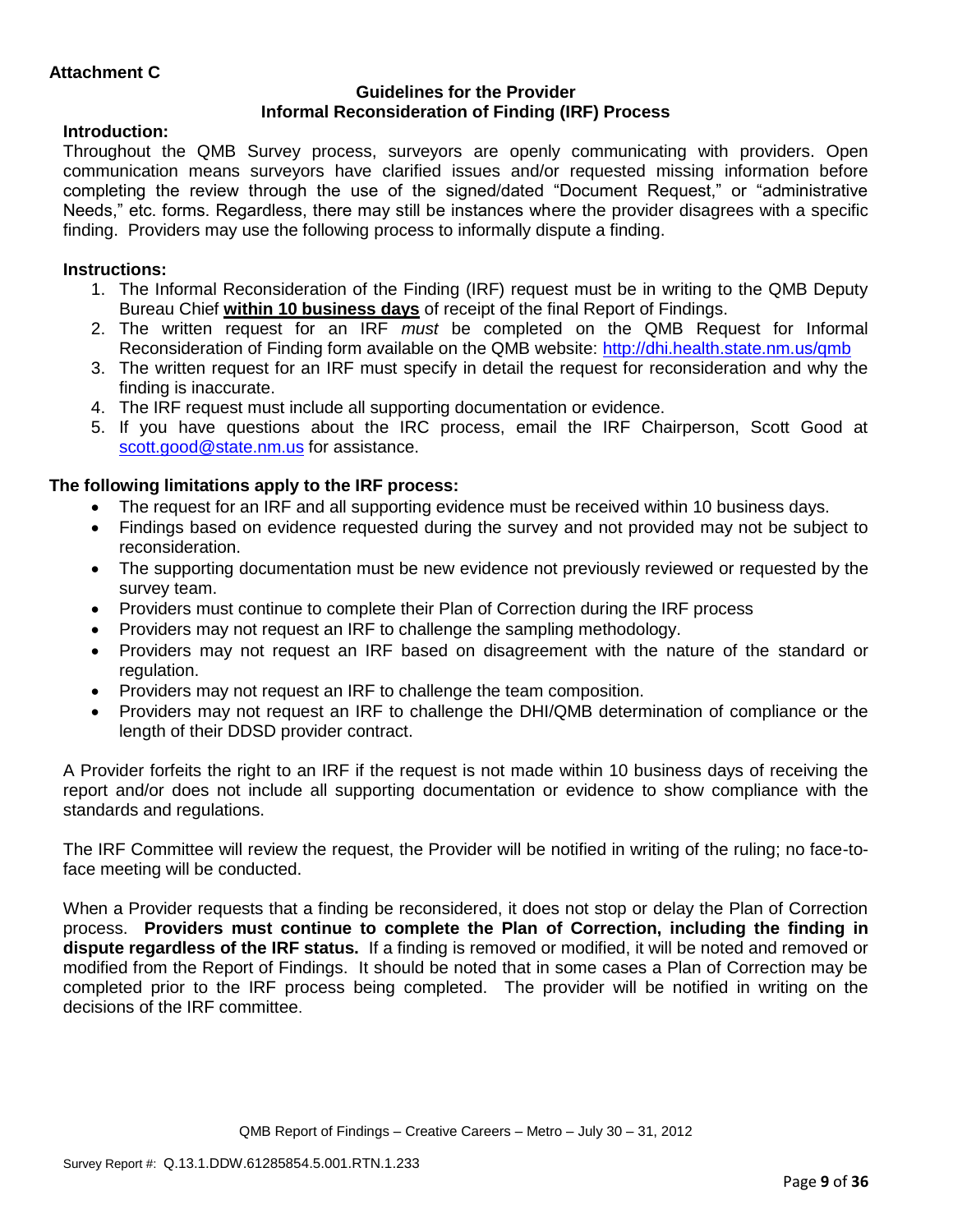**Attachment C**

**Guidelines for the Provider**
**Informal Reconsideration of Finding (IRF) Process**

**Introduction:**

Throughout the QMB Survey process, surveyors are openly communicating with providers. Open communication means surveyors have clarified issues and/or requested missing information before completing the review through the use of the signed/dated "Document Request," or "administrative Needs," etc. forms. Regardless, there may still be instances where the provider disagrees with a specific finding. Providers may use the following process to informally dispute a finding.

**Instructions:**

1. The Informal Reconsideration of the Finding (IRF) request must be in writing to the QMB Deputy Bureau Chief **within 10 business days** of receipt of the final Report of Findings.
2. The written request for an IRF *must* be completed on the QMB Request for Informal Reconsideration of Finding form available on the QMB website: http://dhi.health.state.nm.us/qmb
3. The written request for an IRF must specify in detail the request for reconsideration and why the finding is inaccurate.
4. The IRF request must include all supporting documentation or evidence.
5. If you have questions about the IRC process, email the IRF Chairperson, Scott Good at scott.good@state.nm.us for assistance.

**The following limitations apply to the IRF process:**

- The request for an IRF and all supporting evidence must be received within 10 business days.
- Findings based on evidence requested during the survey and not provided may not be subject to reconsideration.
- The supporting documentation must be new evidence not previously reviewed or requested by the survey team.
- Providers must continue to complete their Plan of Correction during the IRF process
- Providers may not request an IRF to challenge the sampling methodology.
- Providers may not request an IRF based on disagreement with the nature of the standard or regulation.
- Providers may not request an IRF to challenge the team composition.
- Providers may not request an IRF to challenge the DHI/QMB determination of compliance or the length of their DDSD provider contract.

A Provider forfeits the right to an IRF if the request is not made within 10 business days of receiving the report and/or does not include all supporting documentation or evidence to show compliance with the standards and regulations.

The IRF Committee will review the request, the Provider will be notified in writing of the ruling; no face-to-face meeting will be conducted.

When a Provider requests that a finding be reconsidered, it does not stop or delay the Plan of Correction process. **Providers must continue to complete the Plan of Correction, including the finding in dispute regardless of the IRF status.** If a finding is removed or modified, it will be noted and removed or modified from the Report of Findings. It should be noted that in some cases a Plan of Correction may be completed prior to the IRF process being completed. The provider will be notified in writing on the decisions of the IRF committee.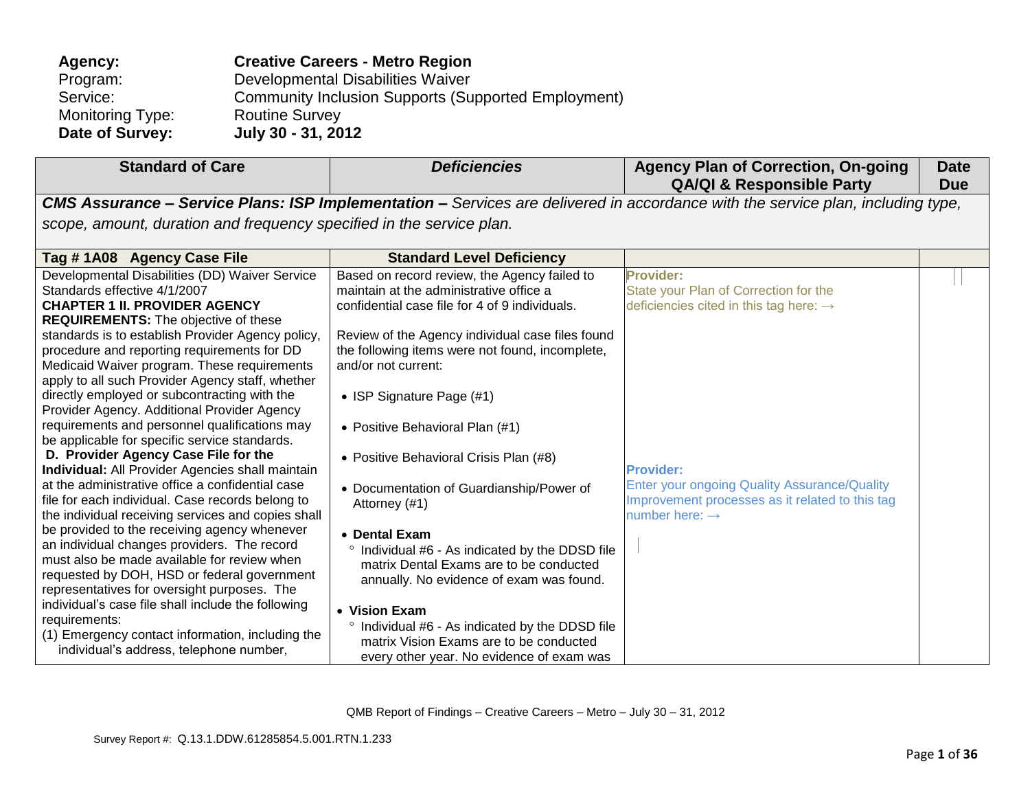**Agency:** **Creative Careers - Metro Region**
Program: Developmental Disabilities Waiver
Service: Community Inclusion Supports (Supported Employment)
Monitoring Type: Routine Survey
**Date of Survey:** **July 30 - 31, 2012**

| Standard of Care | *Deficiencies* | Agency Plan of Correction, On-going QA/QI & Responsible Party | Date Due |
|---|---|---|---|
| ***CMS Assurance – Service Plans: ISP Implementation –** Services are delivered in accordance with the service plan, including type, scope, amount, duration and frequency specified in the service plan.* | | | |
| **Tag # 1A08 Agency Case File** | **Standard Level Deficiency** | | |
| Developmental Disabilities (DD) Waiver Service Standards effective 4/1/2007<br>**CHAPTER 1 II. PROVIDER AGENCY REQUIREMENTS:** The objective of these standards is to establish Provider Agency policy, procedure and reporting requirements for DD Medicaid Waiver program. These requirements apply to all such Provider Agency staff, whether directly employed or subcontracting with the Provider Agency. Additional Provider Agency requirements and personnel qualifications may be applicable for specific service standards.<br>**D. Provider Agency Case File for the Individual:** All Provider Agencies shall maintain at the administrative office a confidential case file for each individual. Case records belong to the individual receiving services and copies shall be provided to the receiving agency whenever an individual changes providers. The record must also be made available for review when requested by DOH, HSD or federal government representatives for oversight purposes. The individual's case file shall include the following requirements:<br>(1) Emergency contact information, including the individual's address, telephone number, | Based on record review, the Agency failed to maintain at the administrative office a confidential case file for 4 of 9 individuals.<br><br>Review of the Agency individual case files found the following items were not found, incomplete, and/or not current:<br><br>• ISP Signature Page (#1)<br><br>• Positive Behavioral Plan (#1)<br><br>• Positive Behavioral Crisis Plan (#8)<br><br>• Documentation of Guardianship/Power of Attorney (#1)<br><br>• **Dental Exam**<br>° Individual #6 - As indicated by the DDSD file matrix Dental Exams are to be conducted annually. No evidence of exam was found.<br><br>• **Vision Exam**<br>° Individual #6 - As indicated by the DDSD file matrix Vision Exams are to be conducted every other year. No evidence of exam was | **Provider:**<br>State your Plan of Correction for the deficiencies cited in this tag here: →<br><br>**Provider:**<br>Enter your ongoing Quality Assurance/Quality Improvement processes as it related to this tag number here: → | |

QMB Report of Findings – Creative Careers – Metro – July 30 – 31, 2012

Survey Report #: Q.13.1.DDW.61285854.5.001.RTN.1.233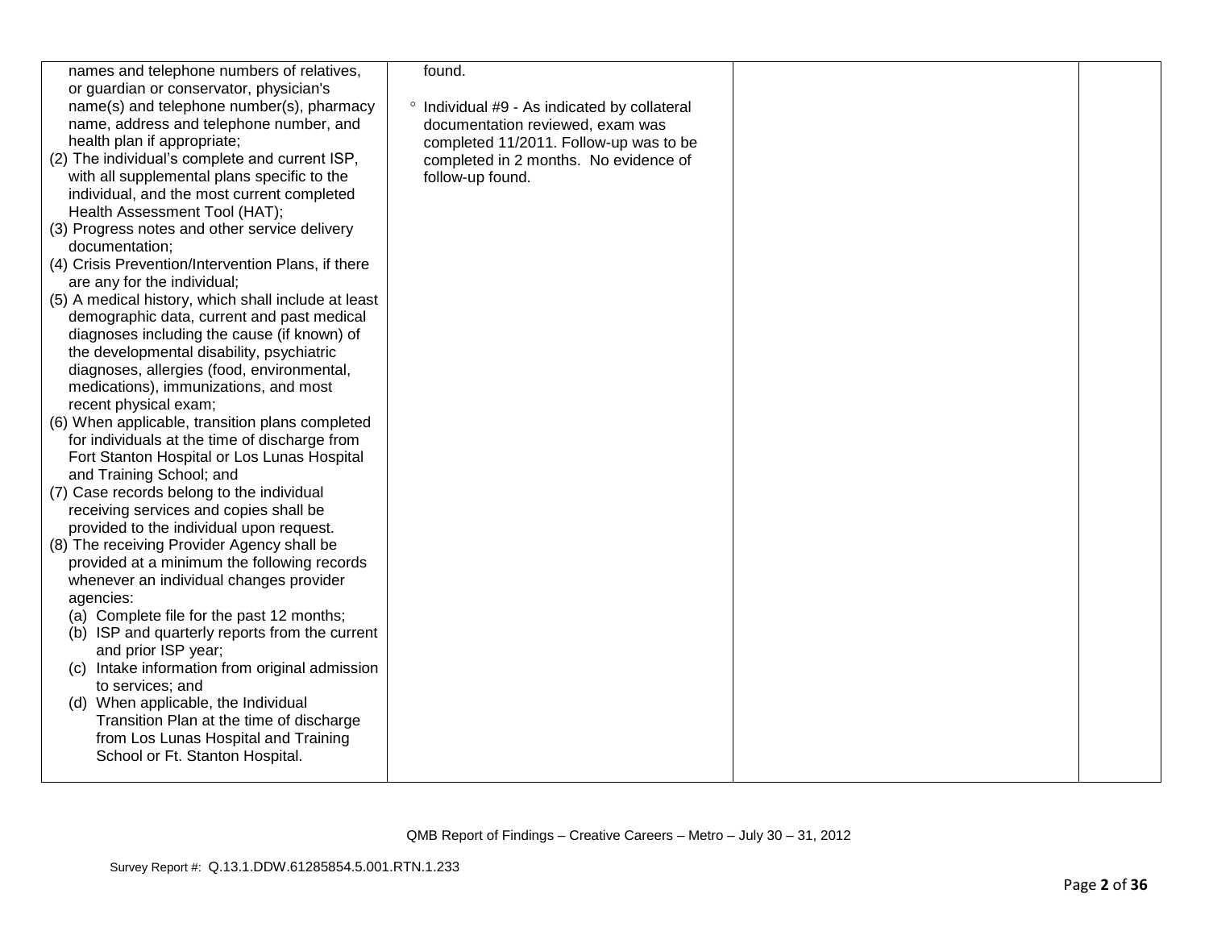| | | | |
|---|---|---|---|
| names and telephone numbers of relatives, or guardian or conservator, physician's name(s) and telephone number(s), pharmacy name, address and telephone number, and health plan if appropriate;<br>(2) The individual's complete and current ISP, with all supplemental plans specific to the individual, and the most current completed Health Assessment Tool (HAT);<br>(3) Progress notes and other service delivery documentation;<br>(4) Crisis Prevention/Intervention Plans, if there are any for the individual;<br>(5) A medical history, which shall include at least demographic data, current and past medical diagnoses including the cause (if known) of the developmental disability, psychiatric diagnoses, allergies (food, environmental, medications), immunizations, and most recent physical exam;<br>(6) When applicable, transition plans completed for individuals at the time of discharge from Fort Stanton Hospital or Los Lunas Hospital and Training School; and<br>(7) Case records belong to the individual receiving services and copies shall be provided to the individual upon request.<br>(8) The receiving Provider Agency shall be provided at a minimum the following records whenever an individual changes provider agencies:<br>(a) Complete file for the past 12 months;<br>(b) ISP and quarterly reports from the current and prior ISP year;<br>(c) Intake information from original admission to services; and<br>(d) When applicable, the Individual Transition Plan at the time of discharge from Los Lunas Hospital and Training School or Ft. Stanton Hospital. | found.<br><br>° Individual #9 - As indicated by collateral documentation reviewed, exam was completed 11/2011. Follow-up was to be completed in 2 months. No evidence of follow-up found. | | |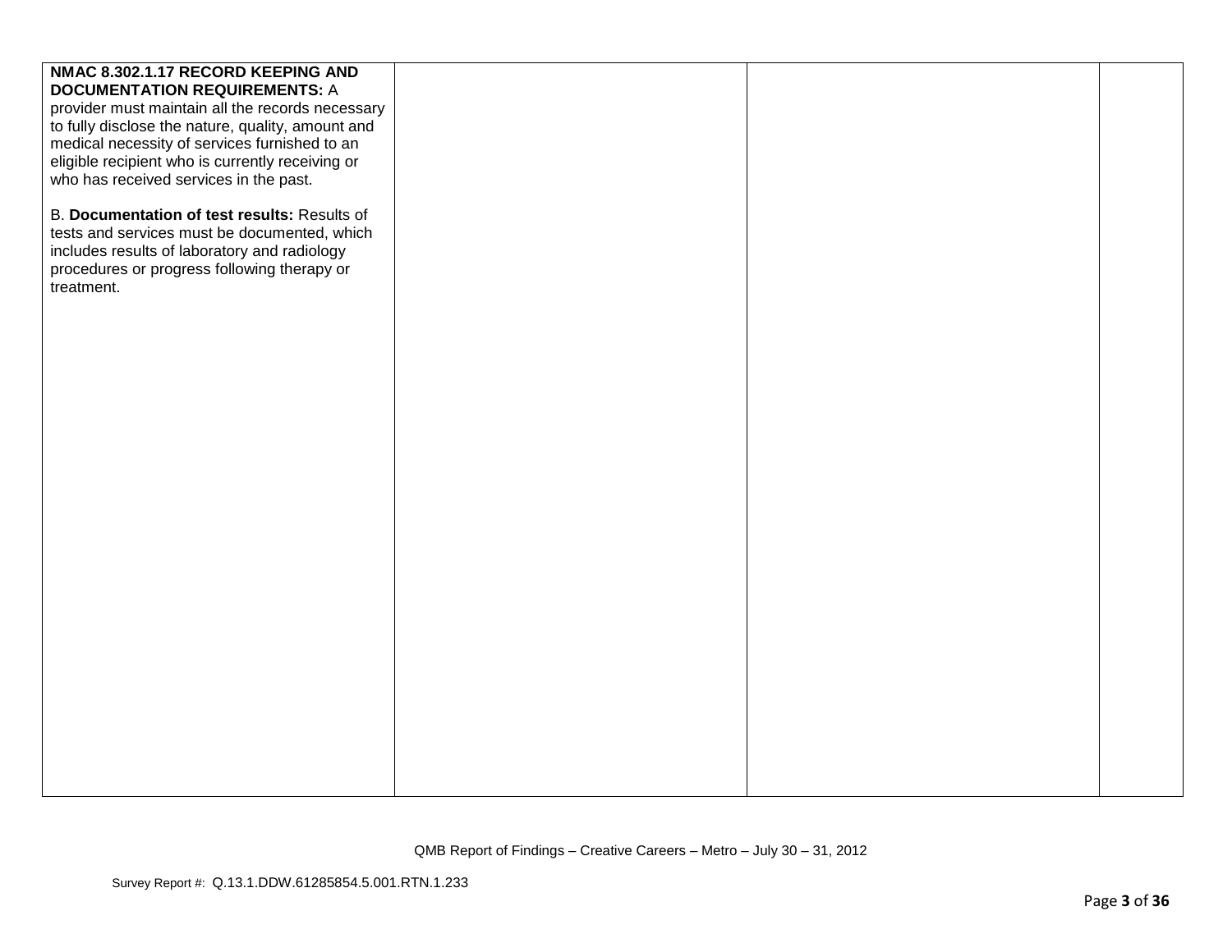| | | | |
|---|---|---|---|
| **NMAC 8.302.1.17 RECORD KEEPING AND DOCUMENTATION REQUIREMENTS:** A provider must maintain all the records necessary to fully disclose the nature, quality, amount and medical necessity of services furnished to an eligible recipient who is currently receiving or who has received services in the past.<br><br>B. **Documentation of test results:** Results of tests and services must be documented, which includes results of laboratory and radiology procedures or progress following therapy or treatment. | | | |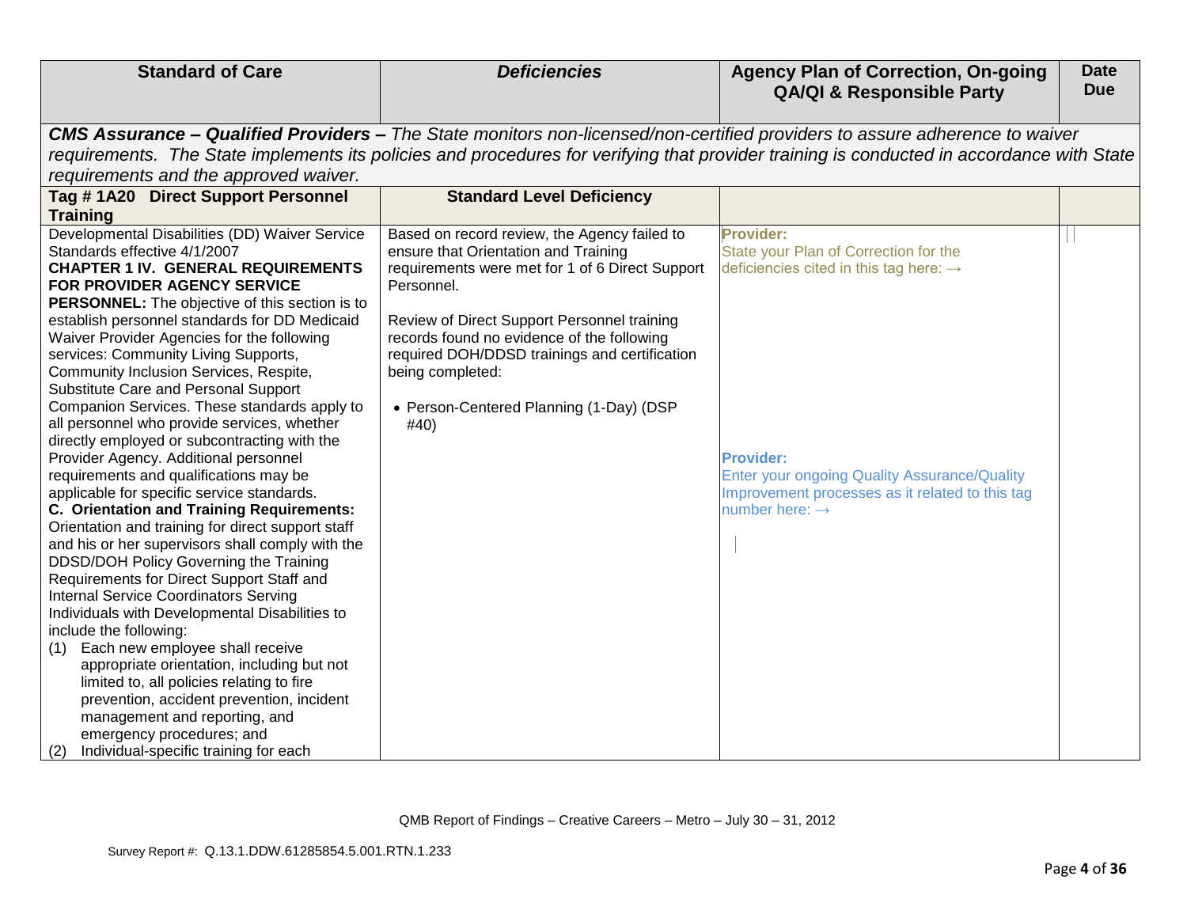| Standard of Care | *Deficiencies* | Agency Plan of Correction, On-going QA/QI & Responsible Party | Date Due |
|---|---|---|---|
| ***CMS Assurance – Qualified Providers –*** *The State monitors non-licensed/non-certified providers to assure adherence to waiver requirements. The State implements its policies and procedures for verifying that provider training is conducted in accordance with State requirements and the approved waiver.* | | | |
| **Tag # 1A20 Direct Support Personnel Training** | **Standard Level Deficiency** | | |
| Developmental Disabilities (DD) Waiver Service Standards effective 4/1/2007<br>**CHAPTER 1 IV. GENERAL REQUIREMENTS FOR PROVIDER AGENCY SERVICE PERSONNEL:** The objective of this section is to establish personnel standards for DD Medicaid Waiver Provider Agencies for the following services: Community Living Supports, Community Inclusion Services, Respite, Substitute Care and Personal Support Companion Services. These standards apply to all personnel who provide services, whether directly employed or subcontracting with the Provider Agency. Additional personnel requirements and qualifications may be applicable for specific service standards.<br>**C. Orientation and Training Requirements:** Orientation and training for direct support staff and his or her supervisors shall comply with the DDSD/DOH Policy Governing the Training Requirements for Direct Support Staff and Internal Service Coordinators Serving Individuals with Developmental Disabilities to include the following:<br>(1) Each new employee shall receive appropriate orientation, including but not limited to, all policies relating to fire prevention, accident prevention, incident management and reporting, and emergency procedures; and<br>(2) Individual-specific training for each | Based on record review, the Agency failed to ensure that Orientation and Training requirements were met for 1 of 6 Direct Support Personnel.<br><br>Review of Direct Support Personnel training records found no evidence of the following required DOH/DDSD trainings and certification being completed:<br><br>• Person-Centered Planning (1-Day) (DSP #40) | **Provider:**<br>State your Plan of Correction for the deficiencies cited in this tag here: →<br><br><br><br><br><br>**Provider:**<br>Enter your ongoing Quality Assurance/Quality Improvement processes as it related to this tag number here: → | |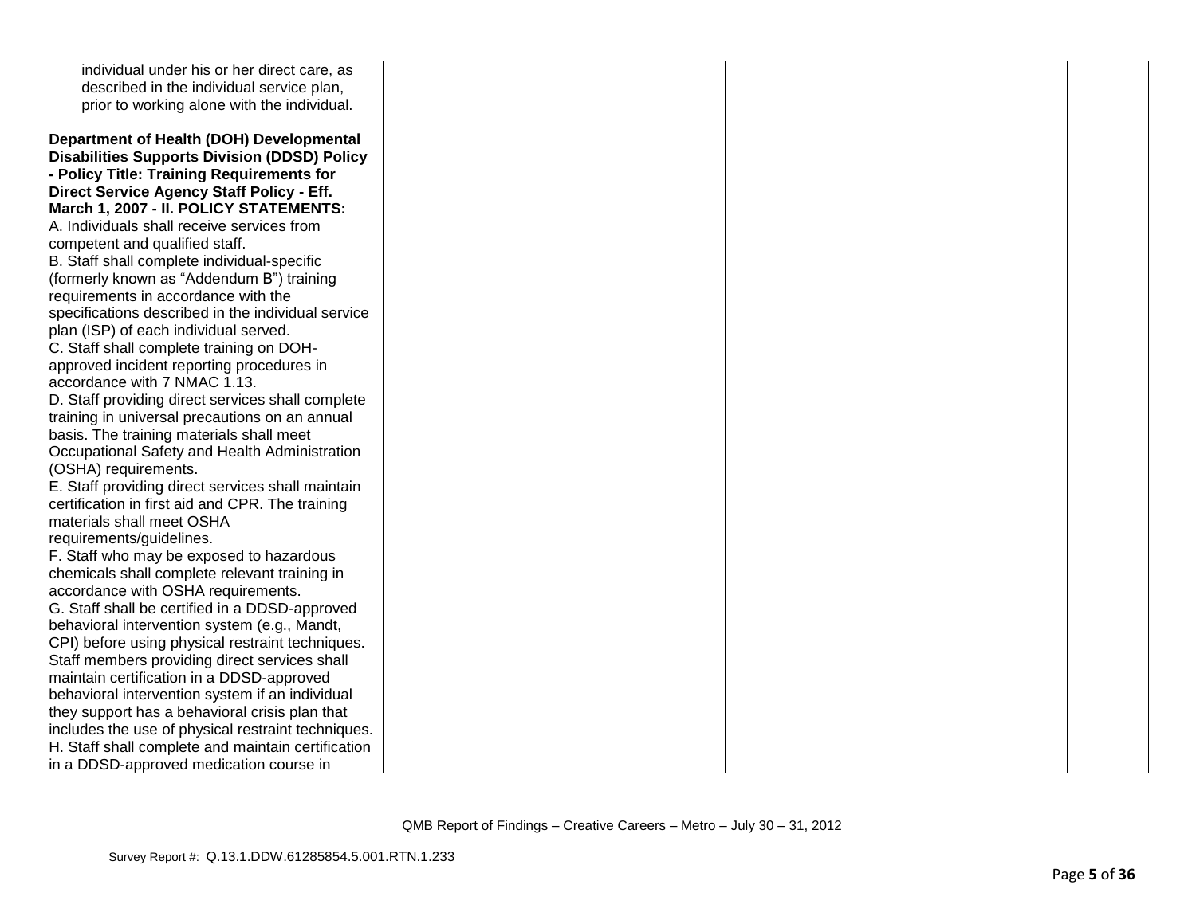| | | | |
|---|---|---|---|
| individual under his or her direct care, as described in the individual service plan, prior to working alone with the individual.<br><br>**Department of Health (DOH) Developmental Disabilities Supports Division (DDSD) Policy - Policy Title: Training Requirements for Direct Service Agency Staff Policy - Eff. March 1, 2007 - II. POLICY STATEMENTS:**<br>A. Individuals shall receive services from competent and qualified staff.<br>B. Staff shall complete individual-specific (formerly known as "Addendum B") training requirements in accordance with the specifications described in the individual service plan (ISP) of each individual served.<br>C. Staff shall complete training on DOH-approved incident reporting procedures in accordance with 7 NMAC 1.13.<br>D. Staff providing direct services shall complete training in universal precautions on an annual basis. The training materials shall meet Occupational Safety and Health Administration (OSHA) requirements.<br>E. Staff providing direct services shall maintain certification in first aid and CPR. The training materials shall meet OSHA requirements/guidelines.<br>F. Staff who may be exposed to hazardous chemicals shall complete relevant training in accordance with OSHA requirements.<br>G. Staff shall be certified in a DDSD-approved behavioral intervention system (e.g., Mandt, CPI) before using physical restraint techniques. Staff members providing direct services shall maintain certification in a DDSD-approved behavioral intervention system if an individual they support has a behavioral crisis plan that includes the use of physical restraint techniques.<br>H. Staff shall complete and maintain certification in a DDSD-approved medication course in | | | |

QMB Report of Findings – Creative Careers – Metro – July 30 – 31, 2012

Survey Report #: Q.13.1.DDW.61285854.5.001.RTN.1.233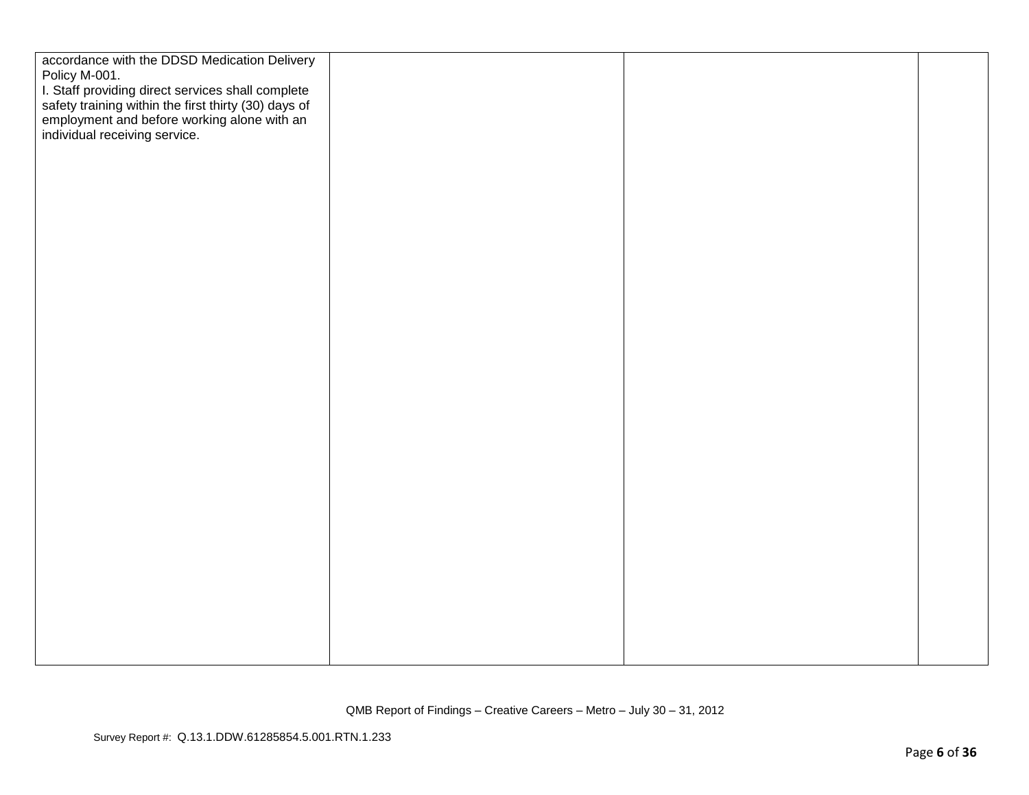| | | | |
|---|---|---|---|
| accordance with the DDSD Medication Delivery Policy M-001.<br>I. Staff providing direct services shall complete safety training within the first thirty (30) days of employment and before working alone with an individual receiving service. | | | |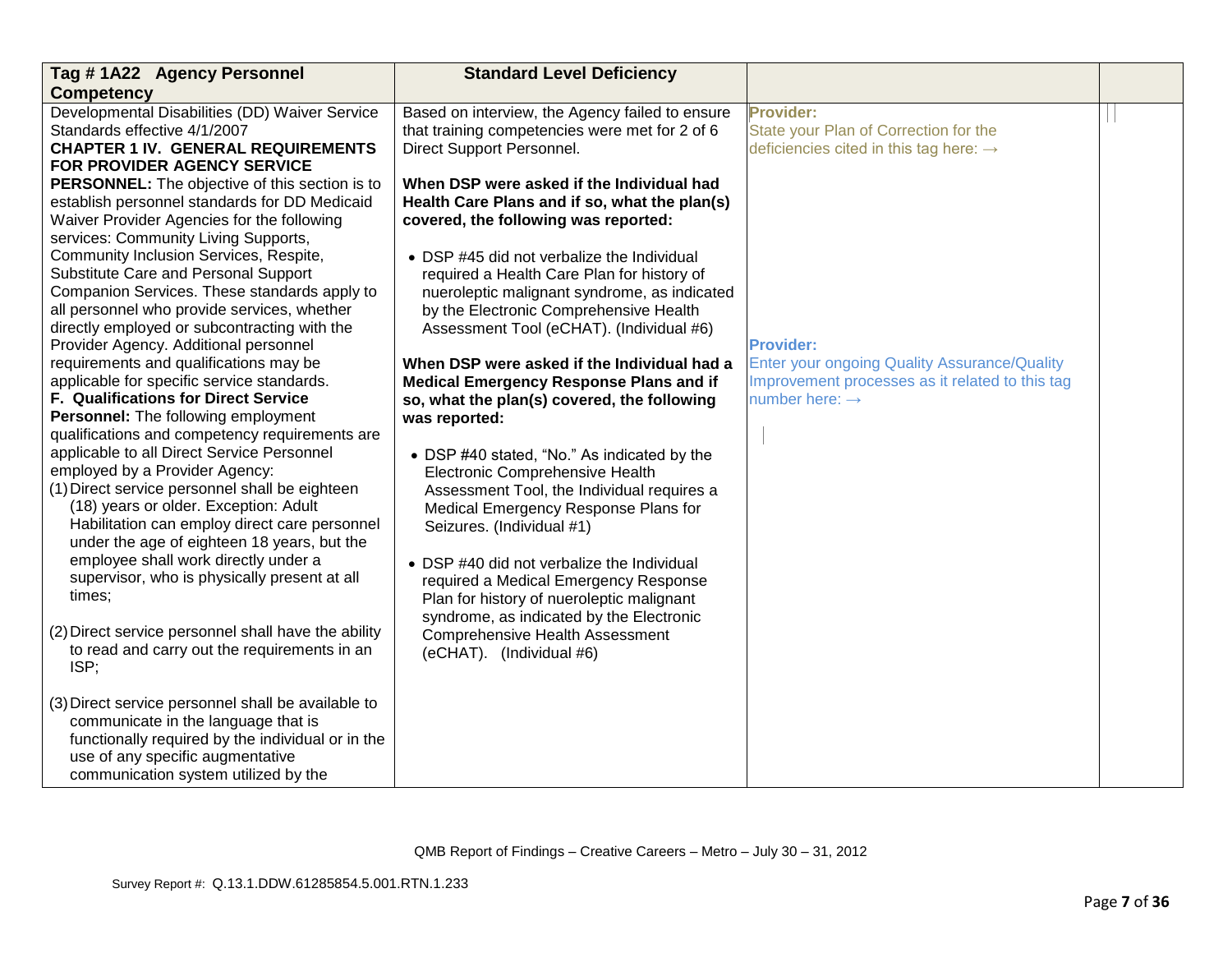| Tag # 1A22 Agency Personnel Competency | Standard Level Deficiency | | |
|---|---|---|---|
| Developmental Disabilities (DD) Waiver Service Standards effective 4/1/2007<br>**CHAPTER 1 IV. GENERAL REQUIREMENTS FOR PROVIDER AGENCY SERVICE PERSONNEL:** The objective of this section is to establish personnel standards for DD Medicaid Waiver Provider Agencies for the following services: Community Living Supports, Community Inclusion Services, Respite, Substitute Care and Personal Support Companion Services. These standards apply to all personnel who provide services, whether directly employed or subcontracting with the Provider Agency. Additional personnel requirements and qualifications may be applicable for specific service standards.<br>**F. Qualifications for Direct Service Personnel:** The following employment qualifications and competency requirements are applicable to all Direct Service Personnel employed by a Provider Agency:<br>(1) Direct service personnel shall be eighteen (18) years or older. Exception: Adult Habilitation can employ direct care personnel under the age of eighteen 18 years, but the employee shall work directly under a supervisor, who is physically present at all times;<br><br>(2) Direct service personnel shall have the ability to read and carry out the requirements in an ISP;<br><br>(3) Direct service personnel shall be available to communicate in the language that is functionally required by the individual or in the use of any specific augmentative communication system utilized by the | Based on interview, the Agency failed to ensure that training competencies were met for 2 of 6 Direct Support Personnel.<br><br>**When DSP were asked if the Individual had Health Care Plans and if so, what the plan(s) covered, the following was reported:**<br><br>• DSP #45 did not verbalize the Individual required a Health Care Plan for history of nueroleptic malignant syndrome, as indicated by the Electronic Comprehensive Health Assessment Tool (eCHAT). (Individual #6)<br><br>**When DSP were asked if the Individual had a Medical Emergency Response Plans and if so, what the plan(s) covered, the following was reported:**<br><br>• DSP #40 stated, "No." As indicated by the Electronic Comprehensive Health Assessment Tool, the Individual requires a Medical Emergency Response Plans for Seizures. (Individual #1)<br><br>• DSP #40 did not verbalize the Individual required a Medical Emergency Response Plan for history of nueroleptic malignant syndrome, as indicated by the Electronic Comprehensive Health Assessment (eCHAT). (Individual #6) | **Provider:**<br>State your Plan of Correction for the deficiencies cited in this tag here: →<br><br>**Provider:**<br>Enter your ongoing Quality Assurance/Quality Improvement processes as it related to this tag number here: → | |

QMB Report of Findings – Creative Careers – Metro – July 30 – 31, 2012

Survey Report #: Q.13.1.DDW.61285854.5.001.RTN.1.233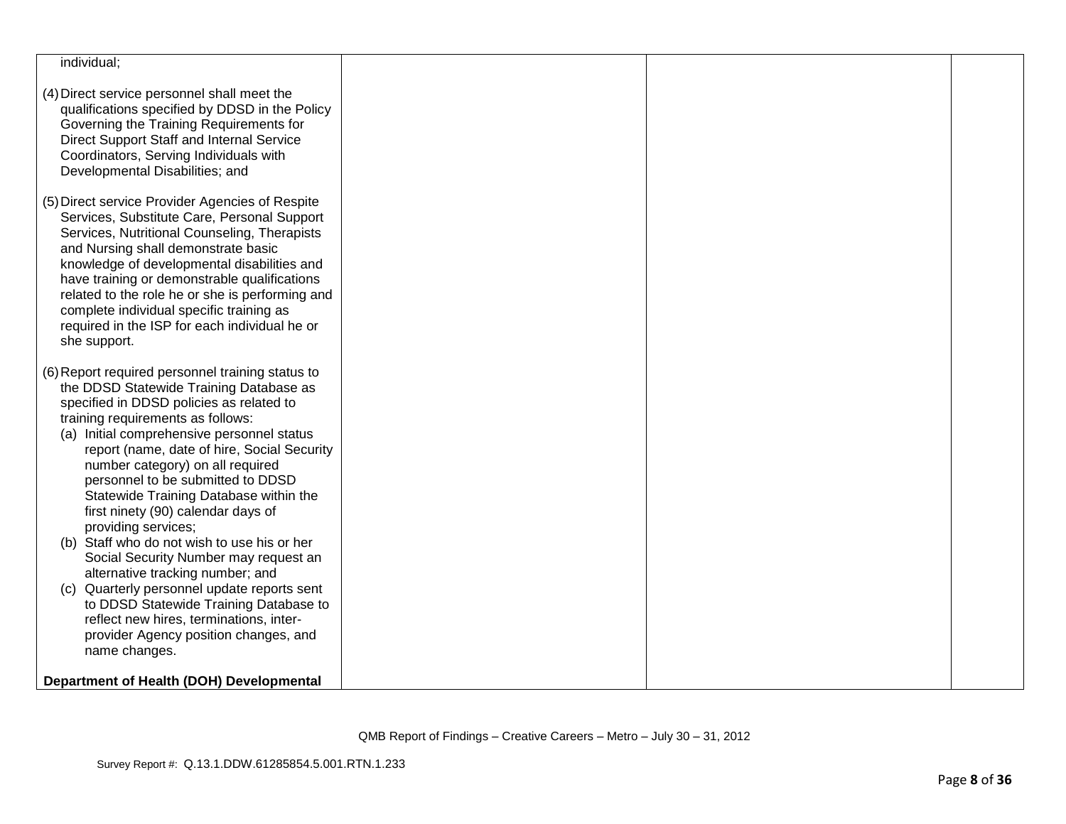| | | | |
|---|---|---|---|
| individual;<br><br>(4) Direct service personnel shall meet the qualifications specified by DDSD in the Policy Governing the Training Requirements for Direct Support Staff and Internal Service Coordinators, Serving Individuals with Developmental Disabilities; and<br><br>(5) Direct service Provider Agencies of Respite Services, Substitute Care, Personal Support Services, Nutritional Counseling, Therapists and Nursing shall demonstrate basic knowledge of developmental disabilities and have training or demonstrable qualifications related to the role he or she is performing and complete individual specific training as required in the ISP for each individual he or she support.<br><br>(6) Report required personnel training status to the DDSD Statewide Training Database as specified in DDSD policies as related to training requirements as follows:<br>(a) Initial comprehensive personnel status report (name, date of hire, Social Security number category) on all required personnel to be submitted to DDSD Statewide Training Database within the first ninety (90) calendar days of providing services;<br>(b) Staff who do not wish to use his or her Social Security Number may request an alternative tracking number; and<br>(c) Quarterly personnel update reports sent to DDSD Statewide Training Database to reflect new hires, terminations, inter-provider Agency position changes, and name changes.<br><br>**Department of Health (DOH) Developmental** | | | |

QMB Report of Findings – Creative Careers – Metro – July 30 – 31, 2012

Survey Report #: Q.13.1.DDW.61285854.5.001.RTN.1.233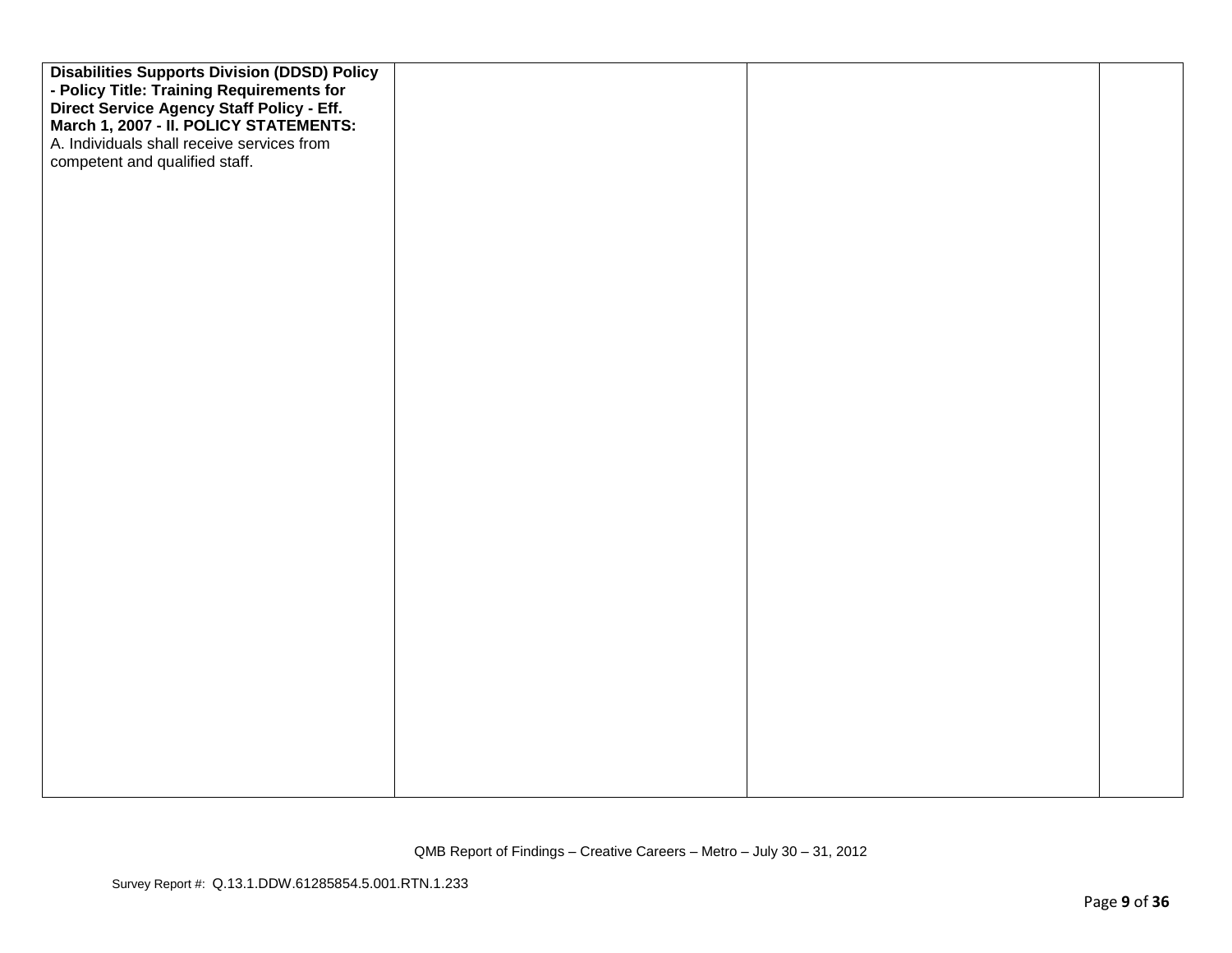| | | | |
|---|---|---|---|
| **Disabilities Supports Division (DDSD) Policy - Policy Title: Training Requirements for Direct Service Agency Staff Policy - Eff. March 1, 2007 - II. POLICY STATEMENTS:**<br>A. Individuals shall receive services from competent and qualified staff. | | | |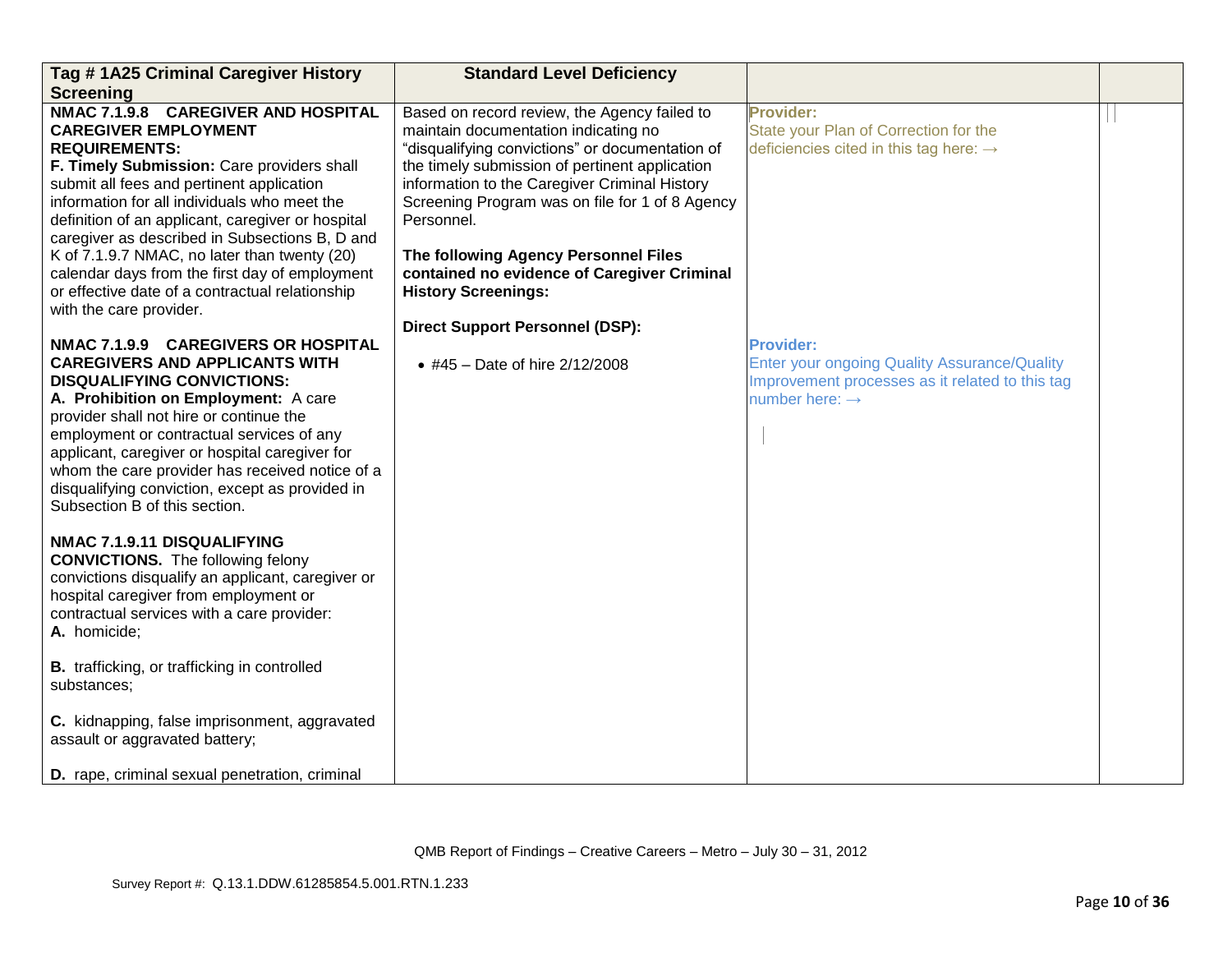| Tag # 1A25 Criminal Caregiver History Screening | Standard Level Deficiency | | |
|---|---|---|---|
| **NMAC 7.1.9.8 CAREGIVER AND HOSPITAL CAREGIVER EMPLOYMENT REQUIREMENTS:**<br>**F. Timely Submission:** Care providers shall submit all fees and pertinent application information for all individuals who meet the definition of an applicant, caregiver or hospital caregiver as described in Subsections B, D and K of 7.1.9.7 NMAC, no later than twenty (20) calendar days from the first day of employment or effective date of a contractual relationship with the care provider.<br><br>**NMAC 7.1.9.9 CAREGIVERS OR HOSPITAL CAREGIVERS AND APPLICANTS WITH DISQUALIFYING CONVICTIONS:**<br>**A. Prohibition on Employment:** A care provider shall not hire or continue the employment or contractual services of any applicant, caregiver or hospital caregiver for whom the care provider has received notice of a disqualifying conviction, except as provided in Subsection B of this section.<br><br>**NMAC 7.1.9.11 DISQUALIFYING CONVICTIONS.** The following felony convictions disqualify an applicant, caregiver or hospital caregiver from employment or contractual services with a care provider:<br>**A.** homicide;<br><br>**B.** trafficking, or trafficking in controlled substances;<br><br>**C.** kidnapping, false imprisonment, aggravated assault or aggravated battery;<br><br>**D.** rape, criminal sexual penetration, criminal | Based on record review, the Agency failed to maintain documentation indicating no "disqualifying convictions" or documentation of the timely submission of pertinent application information to the Caregiver Criminal History Screening Program was on file for 1 of 8 Agency Personnel.<br><br>**The following Agency Personnel Files contained no evidence of Caregiver Criminal History Screenings:**<br><br>**Direct Support Personnel (DSP):**<br><br>• #45 – Date of hire 2/12/2008 | **Provider:**<br>State your Plan of Correction for the deficiencies cited in this tag here: →<br><br>**Provider:**<br>Enter your ongoing Quality Assurance/Quality Improvement processes as it related to this tag number here: → | |

QMB Report of Findings – Creative Careers – Metro – July 30 – 31, 2012

Survey Report #: Q.13.1.DDW.61285854.5.001.RTN.1.233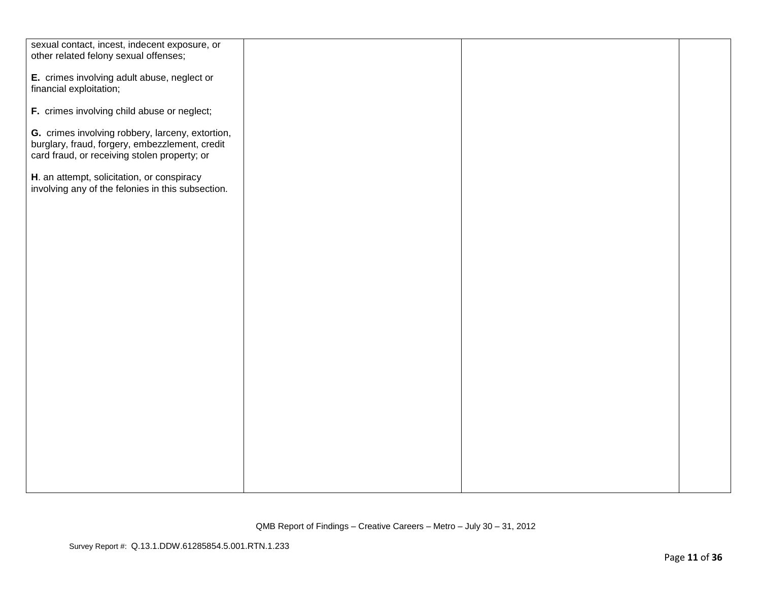| | | | |
|---|---|---|---|
| sexual contact, incest, indecent exposure, or other related felony sexual offenses;<br><br>**E.** crimes involving adult abuse, neglect or financial exploitation;<br><br>**F.** crimes involving child abuse or neglect;<br><br>**G.** crimes involving robbery, larceny, extortion, burglary, fraud, forgery, embezzlement, credit card fraud, or receiving stolen property; or<br><br>**H**. an attempt, solicitation, or conspiracy involving any of the felonies in this subsection. | | | |

QMB Report of Findings – Creative Careers – Metro – July 30 – 31, 2012

Survey Report #: Q.13.1.DDW.61285854.5.001.RTN.1.233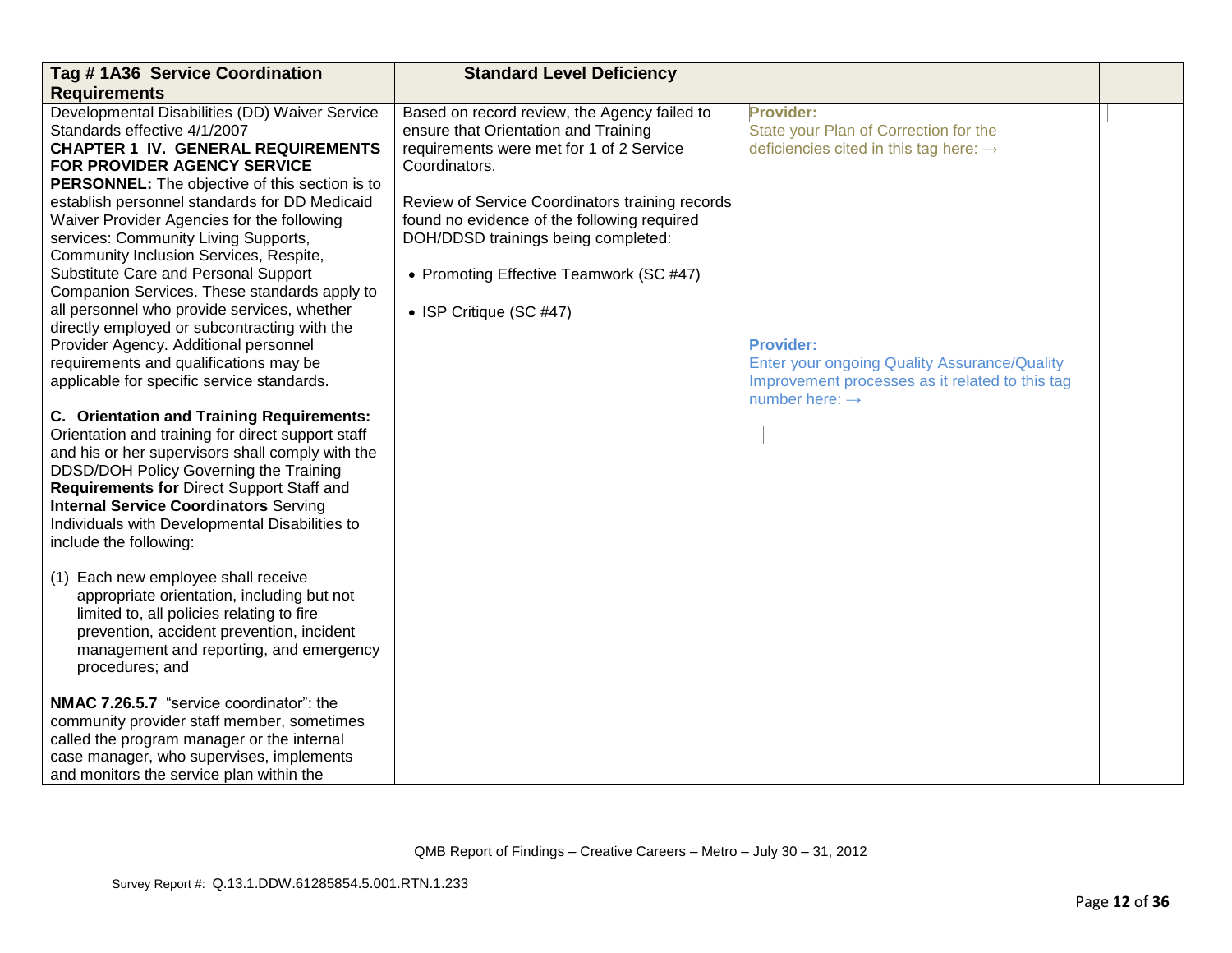| Tag # 1A36 Service Coordination Requirements | Standard Level Deficiency | | |
|---|---|---|---|
| Developmental Disabilities (DD) Waiver Service Standards effective 4/1/2007<br>**CHAPTER 1 IV. GENERAL REQUIREMENTS FOR PROVIDER AGENCY SERVICE PERSONNEL:** The objective of this section is to establish personnel standards for DD Medicaid Waiver Provider Agencies for the following services: Community Living Supports, Community Inclusion Services, Respite, Substitute Care and Personal Support Companion Services. These standards apply to all personnel who provide services, whether directly employed or subcontracting with the Provider Agency. Additional personnel requirements and qualifications may be applicable for specific service standards.<br><br>**C. Orientation and Training Requirements:** Orientation and training for direct support staff and his or her supervisors shall comply with the DDSD/DOH Policy Governing the Training **Requirements for** Direct Support Staff and **Internal Service Coordinators** Serving Individuals with Developmental Disabilities to include the following:<br><br>(1) Each new employee shall receive appropriate orientation, including but not limited to, all policies relating to fire prevention, accident prevention, incident management and reporting, and emergency procedures; and<br><br>**NMAC 7.26.5.7** "service coordinator": the community provider staff member, sometimes called the program manager or the internal case manager, who supervises, implements and monitors the service plan within the | Based on record review, the Agency failed to ensure that Orientation and Training requirements were met for 1 of 2 Service Coordinators.<br><br>Review of Service Coordinators training records found no evidence of the following required DOH/DDSD trainings being completed:<br><br>• Promoting Effective Teamwork (SC #47)<br><br>• ISP Critique (SC #47) | **Provider:**<br>State your Plan of Correction for the deficiencies cited in this tag here: →<br><br>**Provider:**<br>Enter your ongoing Quality Assurance/Quality Improvement processes as it related to this tag number here: → | |

QMB Report of Findings – Creative Careers – Metro – July 30 – 31, 2012

Survey Report #: Q.13.1.DDW.61285854.5.001.RTN.1.233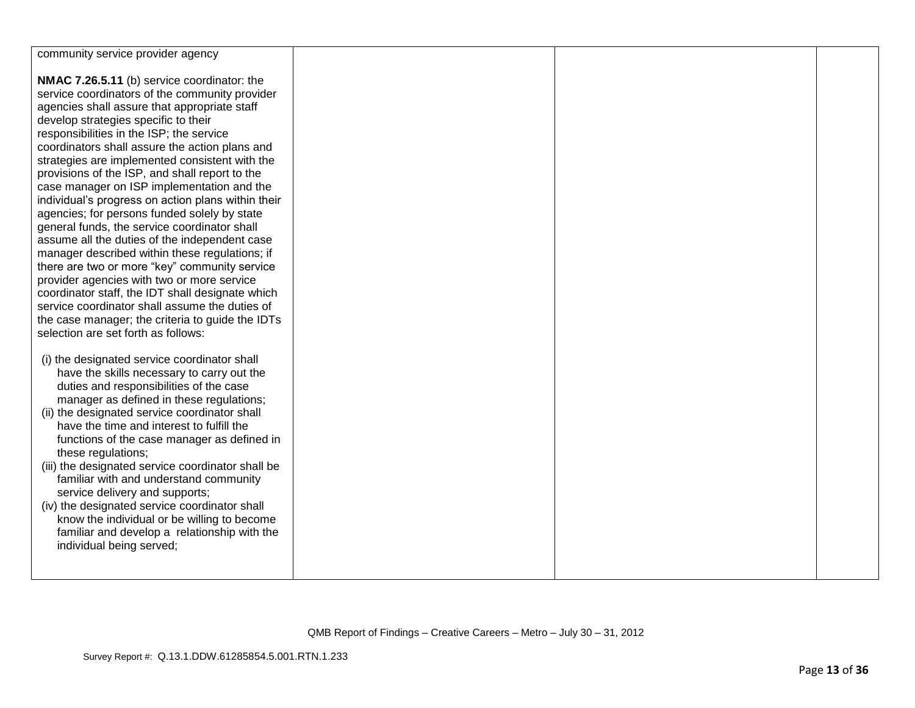| | | | |
|---|---|---|---|
| community service provider agency<br><br>**NMAC 7.26.5.11** (b) service coordinator: the service coordinators of the community provider agencies shall assure that appropriate staff develop strategies specific to their responsibilities in the ISP; the service coordinators shall assure the action plans and strategies are implemented consistent with the provisions of the ISP, and shall report to the case manager on ISP implementation and the individual's progress on action plans within their agencies; for persons funded solely by state general funds, the service coordinator shall assume all the duties of the independent case manager described within these regulations; if there are two or more "key" community service provider agencies with two or more service coordinator staff, the IDT shall designate which service coordinator shall assume the duties of the case manager; the criteria to guide the IDTs selection are set forth as follows:<br><br>(i) the designated service coordinator shall have the skills necessary to carry out the duties and responsibilities of the case manager as defined in these regulations;<br>(ii) the designated service coordinator shall have the time and interest to fulfill the functions of the case manager as defined in these regulations;<br>(iii) the designated service coordinator shall be familiar with and understand community service delivery and supports;<br>(iv) the designated service coordinator shall know the individual or be willing to become familiar and develop a relationship with the individual being served; | | | |

QMB Report of Findings – Creative Careers – Metro – July 30 – 31, 2012

Survey Report #: Q.13.1.DDW.61285854.5.001.RTN.1.233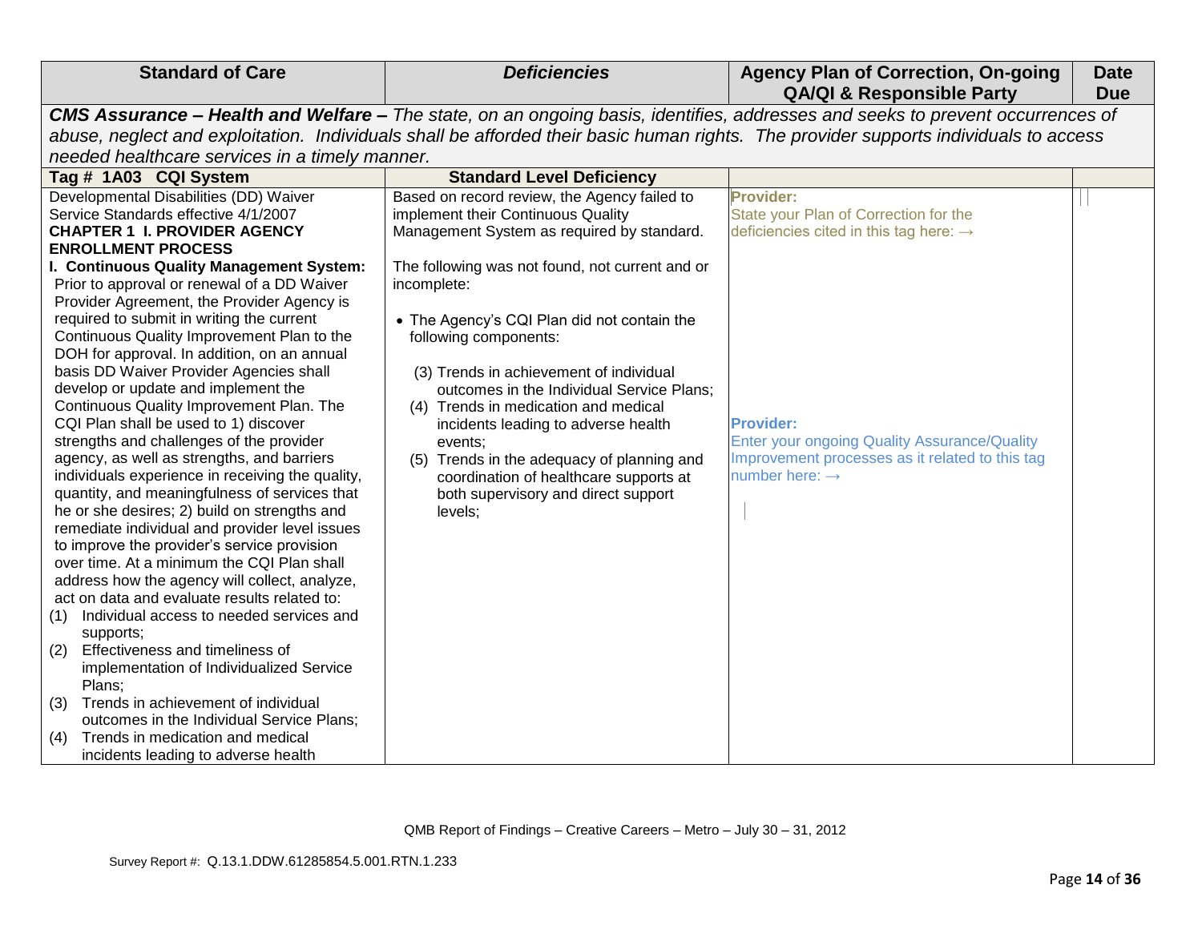| Standard of Care | *Deficiencies* | Agency Plan of Correction, On-going QA/QI & Responsible Party | Date Due |
|---|---|---|---|
| ***CMS Assurance – Health and Welfare –*** *The state, on an ongoing basis, identifies, addresses and seeks to prevent occurrences of abuse, neglect and exploitation. Individuals shall be afforded their basic human rights. The provider supports individuals to access needed healthcare services in a timely manner.* | | | |
| **Tag # 1A03 CQI System** | **Standard Level Deficiency** | | |
| Developmental Disabilities (DD) Waiver Service Standards effective 4/1/2007<br>**CHAPTER 1 I. PROVIDER AGENCY ENROLLMENT PROCESS**<br>**I. Continuous Quality Management System:** Prior to approval or renewal of a DD Waiver Provider Agreement, the Provider Agency is required to submit in writing the current Continuous Quality Improvement Plan to the DOH for approval. In addition, on an annual basis DD Waiver Provider Agencies shall develop or update and implement the Continuous Quality Improvement Plan. The CQI Plan shall be used to 1) discover strengths and challenges of the provider agency, as well as strengths, and barriers individuals experience in receiving the quality, quantity, and meaningfulness of services that he or she desires; 2) build on strengths and remediate individual and provider level issues to improve the provider's service provision over time. At a minimum the CQI Plan shall address how the agency will collect, analyze, act on data and evaluate results related to:<br>(1) Individual access to needed services and supports;<br>(2) Effectiveness and timeliness of implementation of Individualized Service Plans;<br>(3) Trends in achievement of individual outcomes in the Individual Service Plans;<br>(4) Trends in medication and medical incidents leading to adverse health | Based on record review, the Agency failed to implement their Continuous Quality Management System as required by standard.<br><br>The following was not found, not current and or incomplete:<br><br>• The Agency's CQI Plan did not contain the following components:<br><br>(3) Trends in achievement of individual outcomes in the Individual Service Plans;<br>(4) Trends in medication and medical incidents leading to adverse health events;<br>(5) Trends in the adequacy of planning and coordination of healthcare supports at both supervisory and direct support levels; | **Provider:**<br>State your Plan of Correction for the deficiencies cited in this tag here: →<br><br>**Provider:**<br>Enter your ongoing Quality Assurance/Quality Improvement processes as it related to this tag number here: → | |

QMB Report of Findings – Creative Careers – Metro – July 30 – 31, 2012

Survey Report #: Q.13.1.DDW.61285854.5.001.RTN.1.233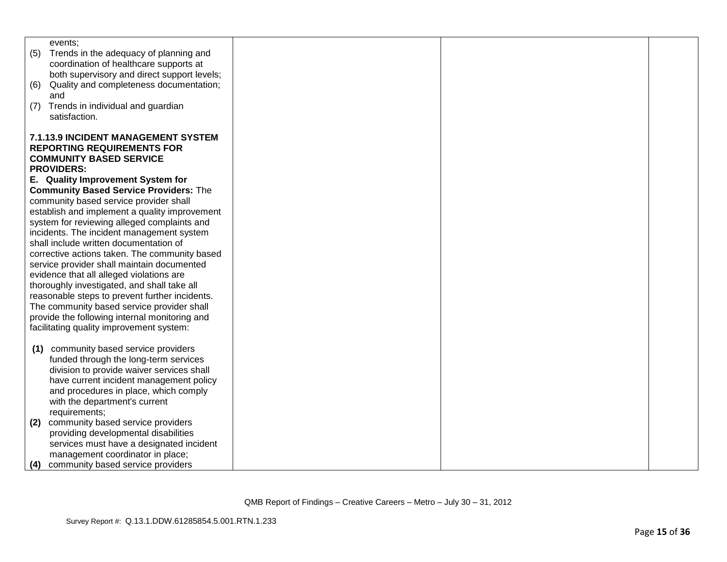| | | | |
|---|---|---|---|
| events;<br>(5) Trends in the adequacy of planning and coordination of healthcare supports at both supervisory and direct support levels;<br>(6) Quality and completeness documentation; and<br>(7) Trends in individual and guardian satisfaction.<br><br>**7.1.13.9 INCIDENT MANAGEMENT SYSTEM REPORTING REQUIREMENTS FOR COMMUNITY BASED SERVICE PROVIDERS:**<br>**E. Quality Improvement System for Community Based Service Providers:** The community based service provider shall establish and implement a quality improvement system for reviewing alleged complaints and incidents. The incident management system shall include written documentation of corrective actions taken. The community based service provider shall maintain documented evidence that all alleged violations are thoroughly investigated, and shall take all reasonable steps to prevent further incidents. The community based service provider shall provide the following internal monitoring and facilitating quality improvement system:<br><br>**(1)** community based service providers funded through the long-term services division to provide waiver services shall have current incident management policy and procedures in place, which comply with the department's current requirements;<br>**(2)** community based service providers providing developmental disabilities services must have a designated incident management coordinator in place;<br>**(4)** community based service providers | | | |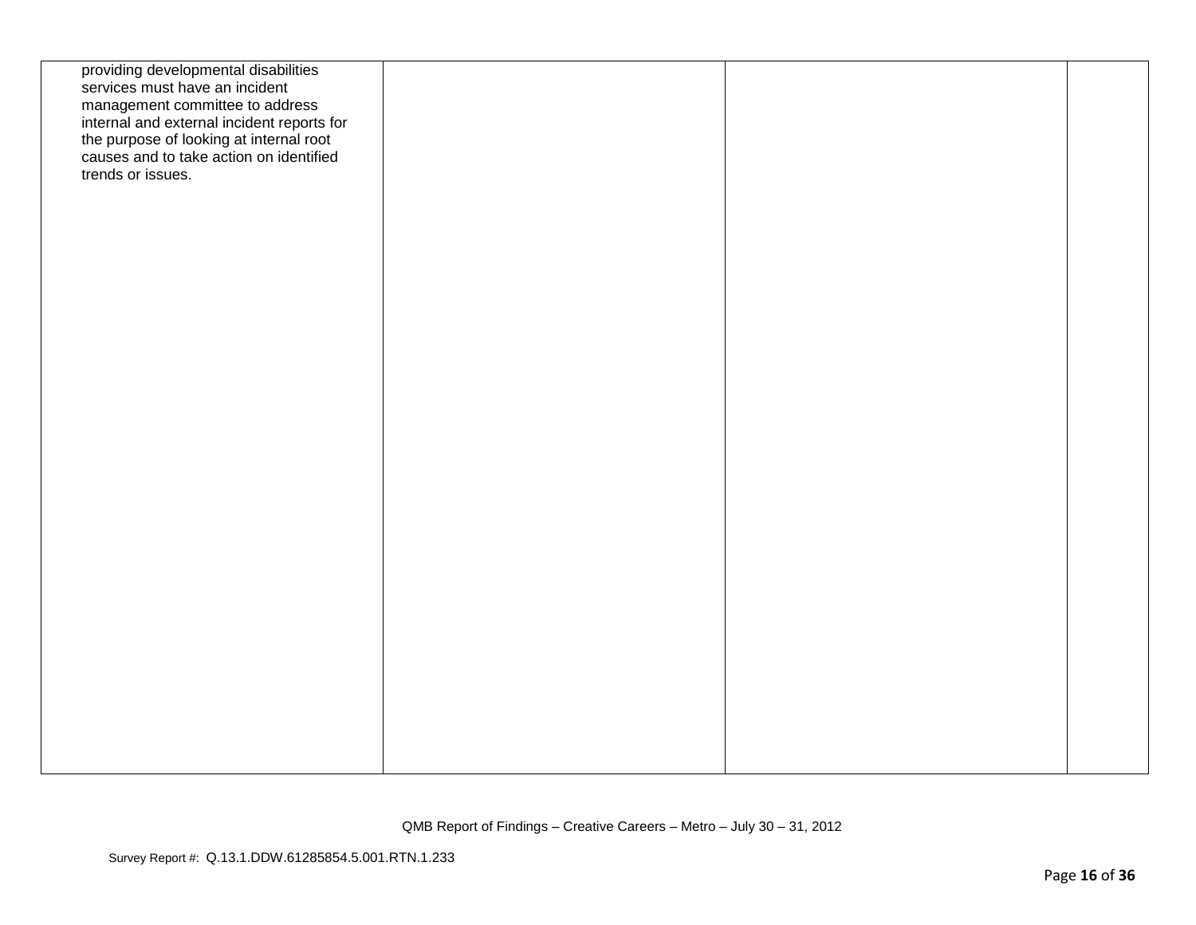| | | | |
|---|---|---|---|
| providing developmental disabilities services must have an incident management committee to address internal and external incident reports for the purpose of looking at internal root causes and to take action on identified trends or issues. | | | |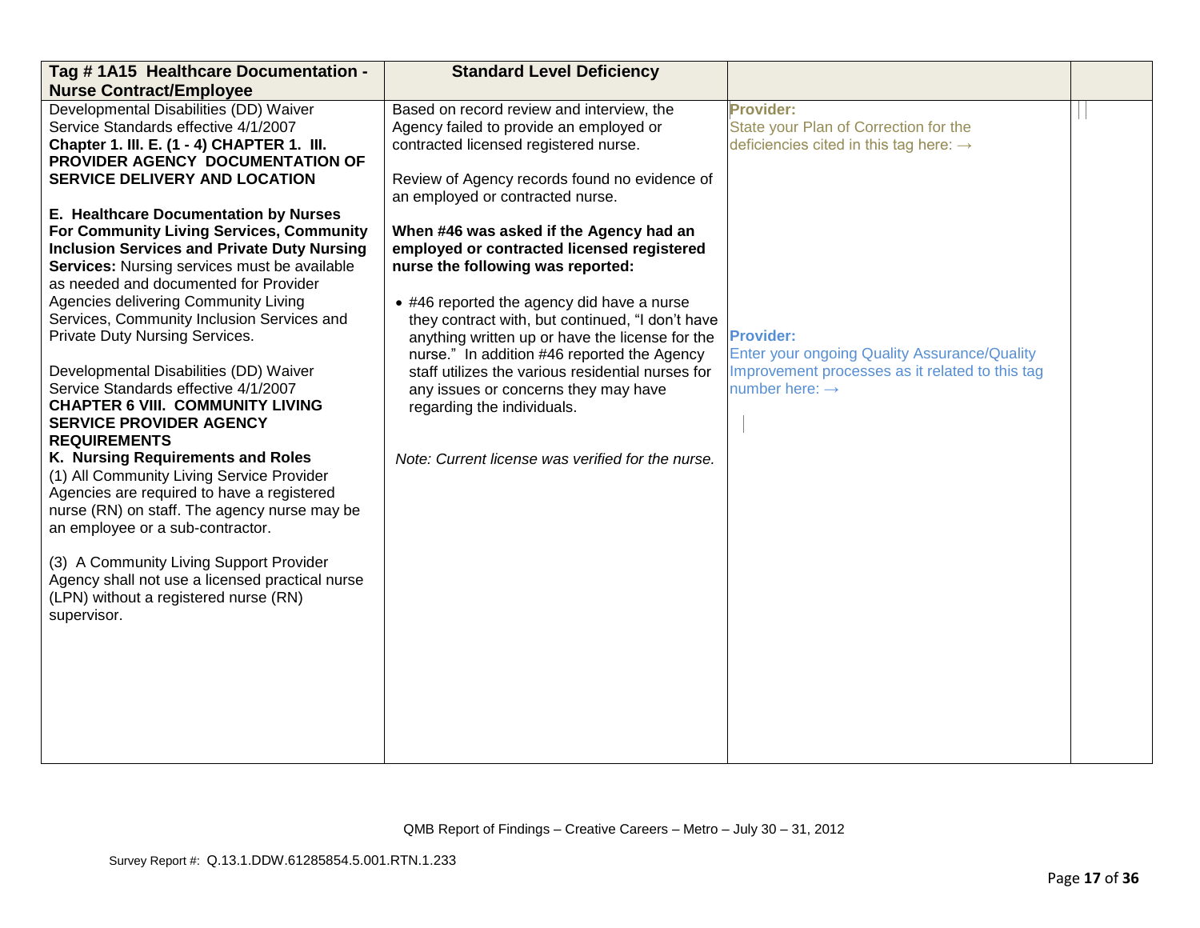| Tag # 1A15 Healthcare Documentation - Nurse Contract/Employee | Standard Level Deficiency | | |
|---|---|---|---|
| Developmental Disabilities (DD) Waiver Service Standards effective 4/1/2007 **Chapter 1. III. E. (1 - 4) CHAPTER 1. III. PROVIDER AGENCY DOCUMENTATION OF SERVICE DELIVERY AND LOCATION**<br><br>**E. Healthcare Documentation by Nurses For Community Living Services, Community Inclusion Services and Private Duty Nursing Services:** Nursing services must be available as needed and documented for Provider Agencies delivering Community Living Services, Community Inclusion Services and Private Duty Nursing Services.<br><br>Developmental Disabilities (DD) Waiver Service Standards effective 4/1/2007 **CHAPTER 6 VIII. COMMUNITY LIVING SERVICE PROVIDER AGENCY REQUIREMENTS**<br>**K. Nursing Requirements and Roles**<br>(1) All Community Living Service Provider Agencies are required to have a registered nurse (RN) on staff. The agency nurse may be an employee or a sub-contractor.<br><br>(3) A Community Living Support Provider Agency shall not use a licensed practical nurse (LPN) without a registered nurse (RN) supervisor. | Based on record review and interview, the Agency failed to provide an employed or contracted licensed registered nurse.<br><br>Review of Agency records found no evidence of an employed or contracted nurse.<br><br>**When #46 was asked if the Agency had an employed or contracted licensed registered nurse the following was reported:**<br><br>• #46 reported the agency did have a nurse they contract with, but continued, "I don't have anything written up or have the license for the nurse." In addition #46 reported the Agency staff utilizes the various residential nurses for any issues or concerns they may have regarding the individuals.<br><br>*Note: Current license was verified for the nurse.* | **Provider:**<br>State your Plan of Correction for the deficiencies cited in this tag here: →<br><br>**Provider:**<br>Enter your ongoing Quality Assurance/Quality Improvement processes as it related to this tag number here: → | |

QMB Report of Findings – Creative Careers – Metro – July 30 – 31, 2012

Survey Report #: Q.13.1.DDW.61285854.5.001.RTN.1.233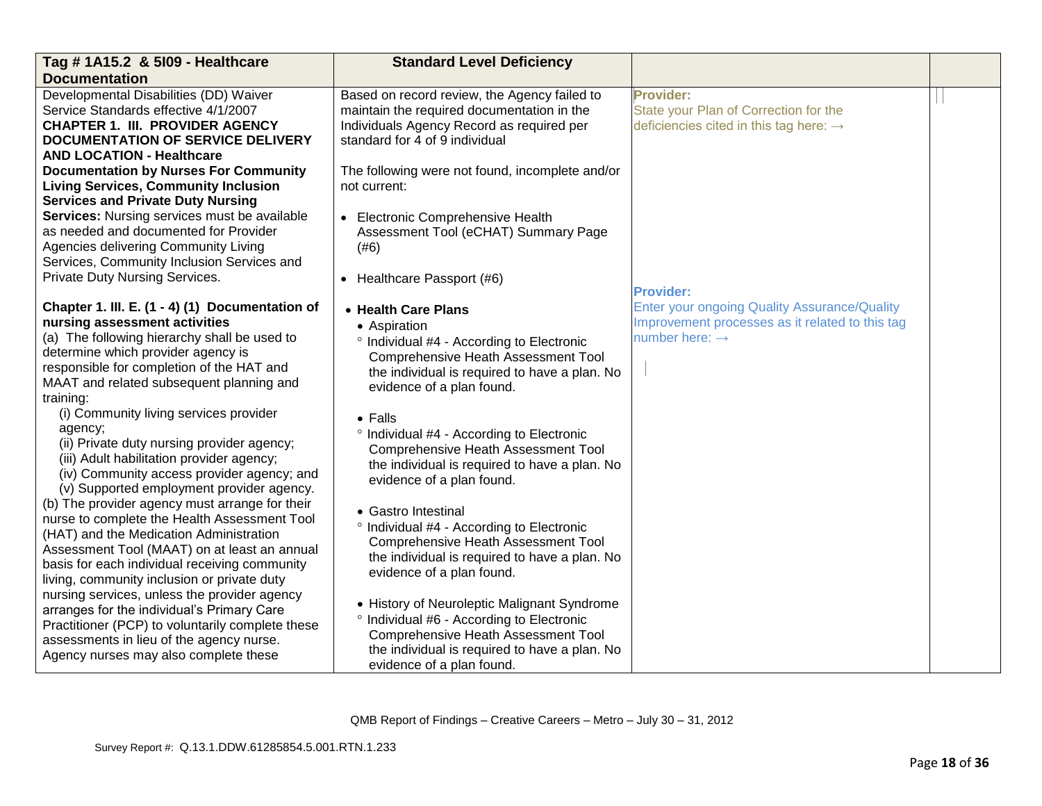| Tag # 1A15.2 & 5I09 - Healthcare Documentation | Standard Level Deficiency | | |
|---|---|---|---|
| Developmental Disabilities (DD) Waiver Service Standards effective 4/1/2007<br>**CHAPTER 1. III. PROVIDER AGENCY DOCUMENTATION OF SERVICE DELIVERY AND LOCATION - Healthcare Documentation by Nurses For Community Living Services, Community Inclusion Services and Private Duty Nursing Services:** Nursing services must be available as needed and documented for Provider Agencies delivering Community Living Services, Community Inclusion Services and Private Duty Nursing Services.<br><br>**Chapter 1. III. E. (1 - 4) (1) Documentation of nursing assessment activities**<br>(a) The following hierarchy shall be used to determine which provider agency is responsible for completion of the HAT and MAAT and related subsequent planning and training:<br>(i) Community living services provider agency;<br>(ii) Private duty nursing provider agency;<br>(iii) Adult habilitation provider agency;<br>(iv) Community access provider agency; and<br>(v) Supported employment provider agency.<br>(b) The provider agency must arrange for their nurse to complete the Health Assessment Tool (HAT) and the Medication Administration Assessment Tool (MAAT) on at least an annual basis for each individual receiving community living, community inclusion or private duty nursing services, unless the provider agency arranges for the individual's Primary Care Practitioner (PCP) to voluntarily complete these assessments in lieu of the agency nurse. Agency nurses may also complete these | Based on record review, the Agency failed to maintain the required documentation in the Individuals Agency Record as required per standard for 4 of 9 individual<br><br>The following were not found, incomplete and/or not current:<br><br>• Electronic Comprehensive Health Assessment Tool (eCHAT) Summary Page (#6)<br><br>• Healthcare Passport (#6)<br><br>• **Health Care Plans**<br>• Aspiration<br>° Individual #4 - According to Electronic Comprehensive Heath Assessment Tool the individual is required to have a plan. No evidence of a plan found.<br><br>• Falls<br>° Individual #4 - According to Electronic Comprehensive Heath Assessment Tool the individual is required to have a plan. No evidence of a plan found.<br><br>• Gastro Intestinal<br>° Individual #4 - According to Electronic Comprehensive Heath Assessment Tool the individual is required to have a plan. No evidence of a plan found.<br><br>• History of Neuroleptic Malignant Syndrome<br>° Individual #6 - According to Electronic Comprehensive Heath Assessment Tool the individual is required to have a plan. No evidence of a plan found. | **Provider:**<br>State your Plan of Correction for the deficiencies cited in this tag here: →<br><br>**Provider:**<br>Enter your ongoing Quality Assurance/Quality Improvement processes as it related to this tag number here: → | |

QMB Report of Findings – Creative Careers – Metro – July 30 – 31, 2012

Survey Report #: Q.13.1.DDW.61285854.5.001.RTN.1.233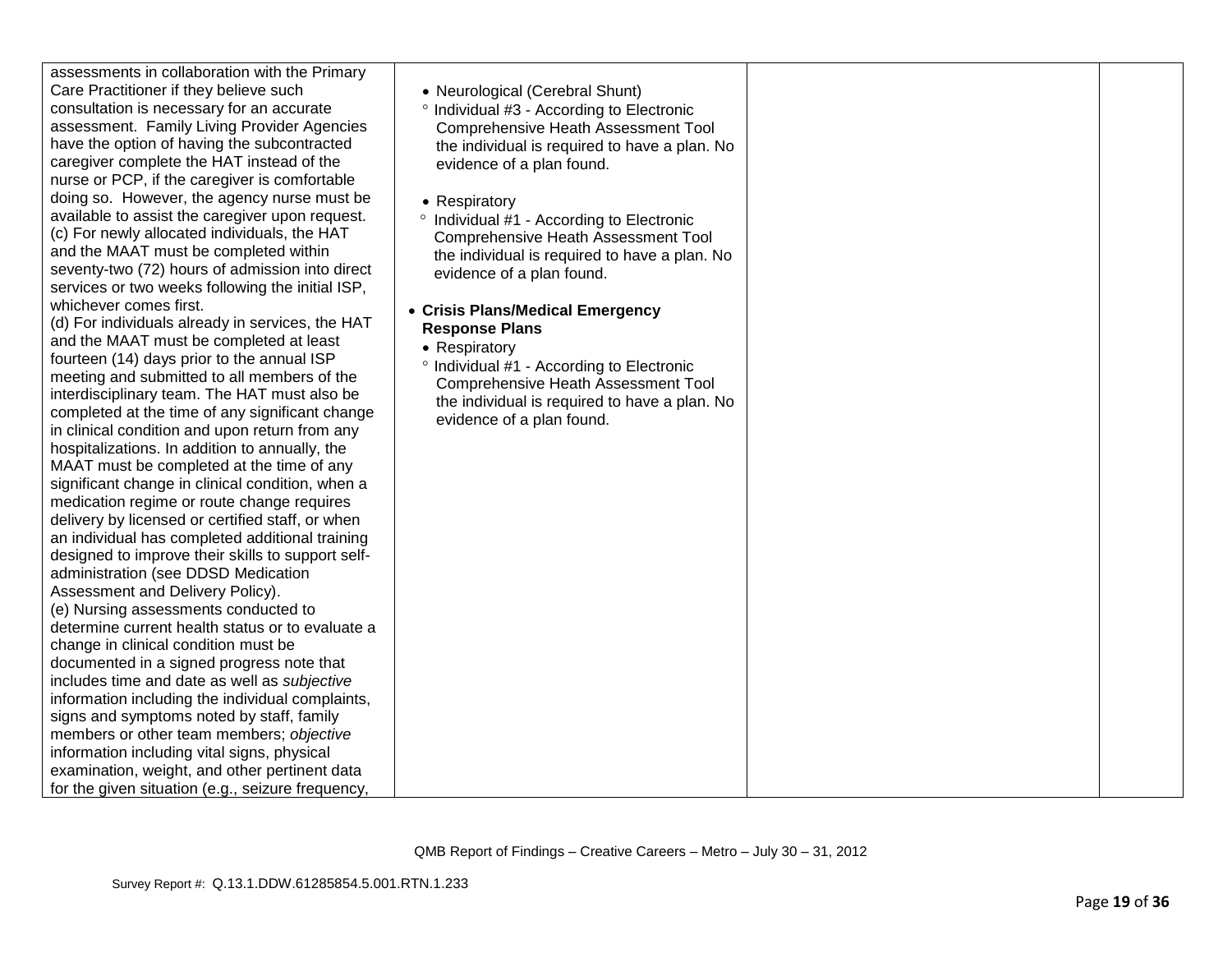| | | | |
|---|---|---|---|
| assessments in collaboration with the Primary Care Practitioner if they believe such consultation is necessary for an accurate assessment. Family Living Provider Agencies have the option of having the subcontracted caregiver complete the HAT instead of the nurse or PCP, if the caregiver is comfortable doing so. However, the agency nurse must be available to assist the caregiver upon request.<br>(c) For newly allocated individuals, the HAT and the MAAT must be completed within seventy-two (72) hours of admission into direct services or two weeks following the initial ISP, whichever comes first.<br>(d) For individuals already in services, the HAT and the MAAT must be completed at least fourteen (14) days prior to the annual ISP meeting and submitted to all members of the interdisciplinary team. The HAT must also be completed at the time of any significant change in clinical condition and upon return from any hospitalizations. In addition to annually, the MAAT must be completed at the time of any significant change in clinical condition, when a medication regime or route change requires delivery by licensed or certified staff, or when an individual has completed additional training designed to improve their skills to support self-administration (see DDSD Medication Assessment and Delivery Policy).<br>(e) Nursing assessments conducted to determine current health status or to evaluate a change in clinical condition must be documented in a signed progress note that includes time and date as well as *subjective* information including the individual complaints, signs and symptoms noted by staff, family members or other team members; *objective* information including vital signs, physical examination, weight, and other pertinent data for the given situation (e.g., seizure frequency, | • Neurological (Cerebral Shunt)<br>° Individual #3 - According to Electronic Comprehensive Heath Assessment Tool the individual is required to have a plan. No evidence of a plan found.<br><br>• Respiratory<br>° Individual #1 - According to Electronic Comprehensive Heath Assessment Tool the individual is required to have a plan. No evidence of a plan found.<br><br>• **Crisis Plans/Medical Emergency Response Plans**<br>• Respiratory<br>° Individual #1 - According to Electronic Comprehensive Heath Assessment Tool the individual is required to have a plan. No evidence of a plan found. | | |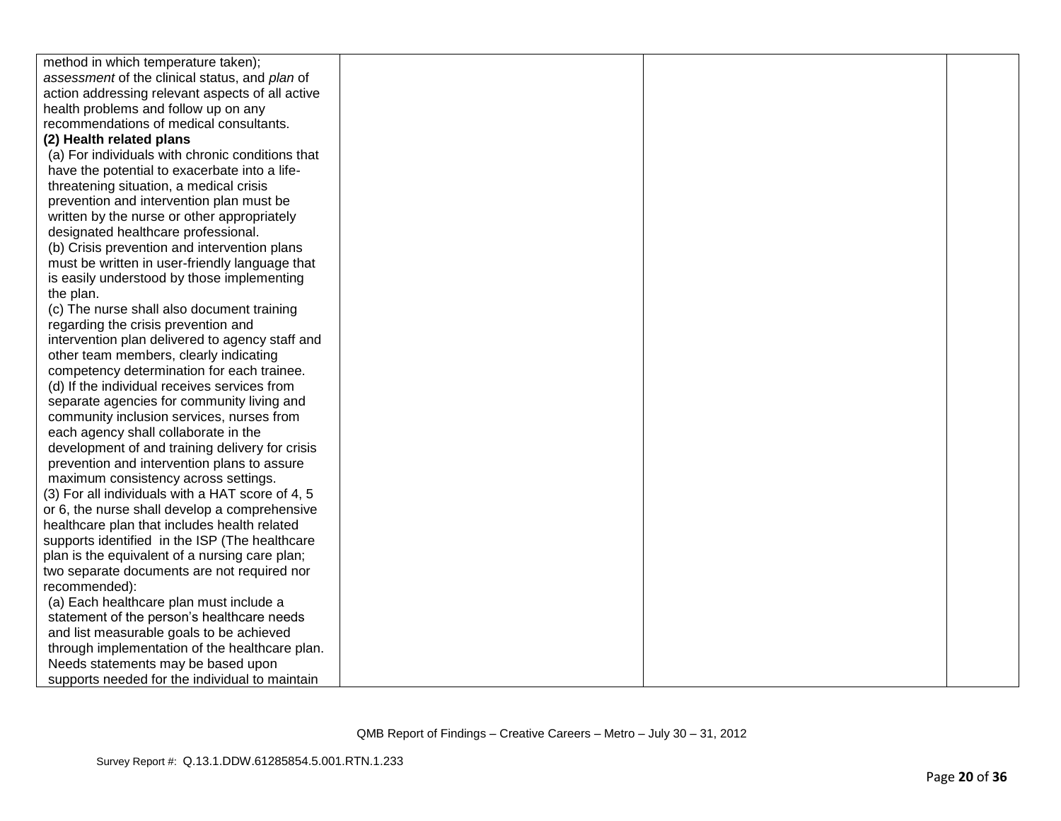| | | | |
|---|---|---|---|
| method in which temperature taken); *assessment* of the clinical status, and *plan* of action addressing relevant aspects of all active health problems and follow up on any recommendations of medical consultants.<br>**(2) Health related plans**<br>(a) For individuals with chronic conditions that have the potential to exacerbate into a life-threatening situation, a medical crisis prevention and intervention plan must be written by the nurse or other appropriately designated healthcare professional.<br>(b) Crisis prevention and intervention plans must be written in user-friendly language that is easily understood by those implementing the plan.<br>(c) The nurse shall also document training regarding the crisis prevention and intervention plan delivered to agency staff and other team members, clearly indicating competency determination for each trainee.<br>(d) If the individual receives services from separate agencies for community living and community inclusion services, nurses from each agency shall collaborate in the development of and training delivery for crisis prevention and intervention plans to assure maximum consistency across settings.<br>(3) For all individuals with a HAT score of 4, 5 or 6, the nurse shall develop a comprehensive healthcare plan that includes health related supports identified in the ISP (The healthcare plan is the equivalent of a nursing care plan; two separate documents are not required nor recommended):<br>(a) Each healthcare plan must include a statement of the person's healthcare needs and list measurable goals to be achieved through implementation of the healthcare plan. Needs statements may be based upon supports needed for the individual to maintain | | | |

QMB Report of Findings – Creative Careers – Metro – July 30 – 31, 2012

Survey Report #: Q.13.1.DDW.61285854.5.001.RTN.1.233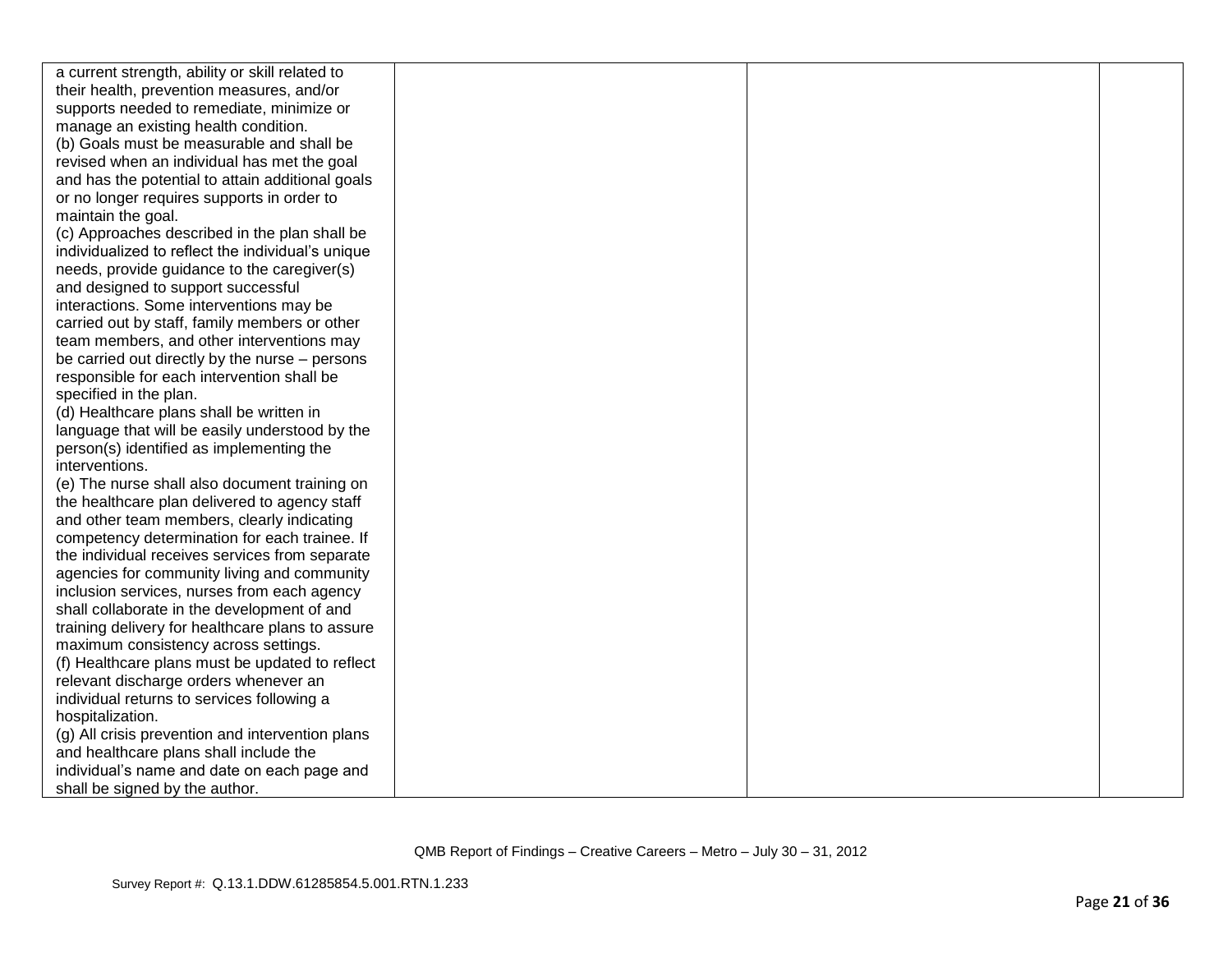| | | | |
|---|---|---|---|
| a current strength, ability or skill related to their health, prevention measures, and/or supports needed to remediate, minimize or manage an existing health condition.<br>(b) Goals must be measurable and shall be revised when an individual has met the goal and has the potential to attain additional goals or no longer requires supports in order to maintain the goal.<br>(c) Approaches described in the plan shall be individualized to reflect the individual's unique needs, provide guidance to the caregiver(s) and designed to support successful interactions. Some interventions may be carried out by staff, family members or other team members, and other interventions may be carried out directly by the nurse – persons responsible for each intervention shall be specified in the plan.<br>(d) Healthcare plans shall be written in language that will be easily understood by the person(s) identified as implementing the interventions.<br>(e) The nurse shall also document training on the healthcare plan delivered to agency staff and other team members, clearly indicating competency determination for each trainee. If the individual receives services from separate agencies for community living and community inclusion services, nurses from each agency shall collaborate in the development of and training delivery for healthcare plans to assure maximum consistency across settings.<br>(f) Healthcare plans must be updated to reflect relevant discharge orders whenever an individual returns to services following a hospitalization.<br>(g) All crisis prevention and intervention plans and healthcare plans shall include the individual's name and date on each page and shall be signed by the author. | | | |

QMB Report of Findings – Creative Careers – Metro – July 30 – 31, 2012

Survey Report #: Q.13.1.DDW.61285854.5.001.RTN.1.233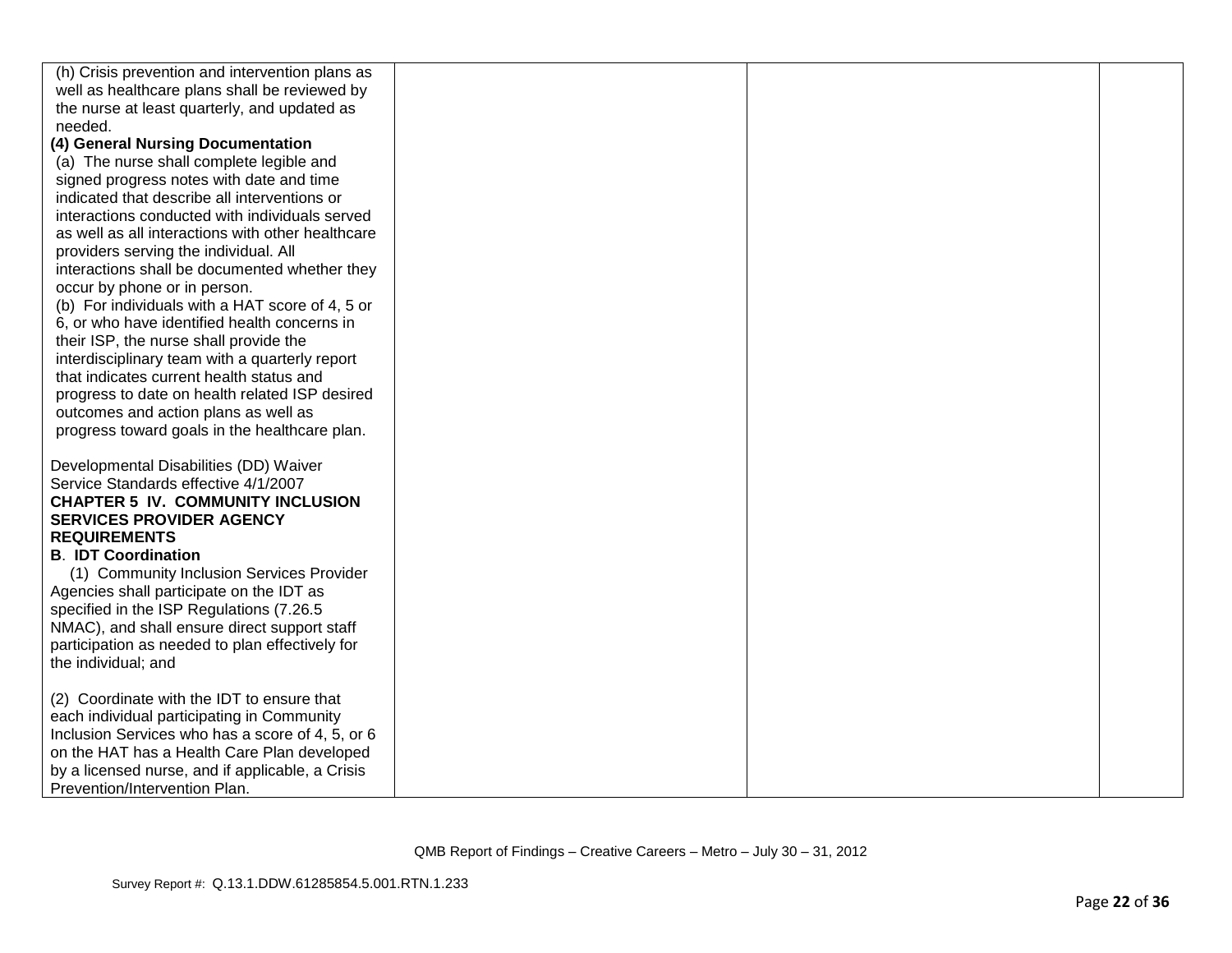| | | | |
|---|---|---|---|
| (h) Crisis prevention and intervention plans as well as healthcare plans shall be reviewed by the nurse at least quarterly, and updated as needed.<br>**(4) General Nursing Documentation**<br>(a) The nurse shall complete legible and signed progress notes with date and time indicated that describe all interventions or interactions conducted with individuals served as well as all interactions with other healthcare providers serving the individual. All interactions shall be documented whether they occur by phone or in person.<br>(b) For individuals with a HAT score of 4, 5 or 6, or who have identified health concerns in their ISP, the nurse shall provide the interdisciplinary team with a quarterly report that indicates current health status and progress to date on health related ISP desired outcomes and action plans as well as progress toward goals in the healthcare plan.<br><br>Developmental Disabilities (DD) Waiver Service Standards effective 4/1/2007<br>**CHAPTER 5 IV. COMMUNITY INCLUSION SERVICES PROVIDER AGENCY REQUIREMENTS**<br>**B. IDT Coordination**<br>(1) Community Inclusion Services Provider Agencies shall participate on the IDT as specified in the ISP Regulations (7.26.5 NMAC), and shall ensure direct support staff participation as needed to plan effectively for the individual; and<br><br>(2) Coordinate with the IDT to ensure that each individual participating in Community Inclusion Services who has a score of 4, 5, or 6 on the HAT has a Health Care Plan developed by a licensed nurse, and if applicable, a Crisis Prevention/Intervention Plan. | | | |

QMB Report of Findings – Creative Careers – Metro – July 30 – 31, 2012

Survey Report #: Q.13.1.DDW.61285854.5.001.RTN.1.233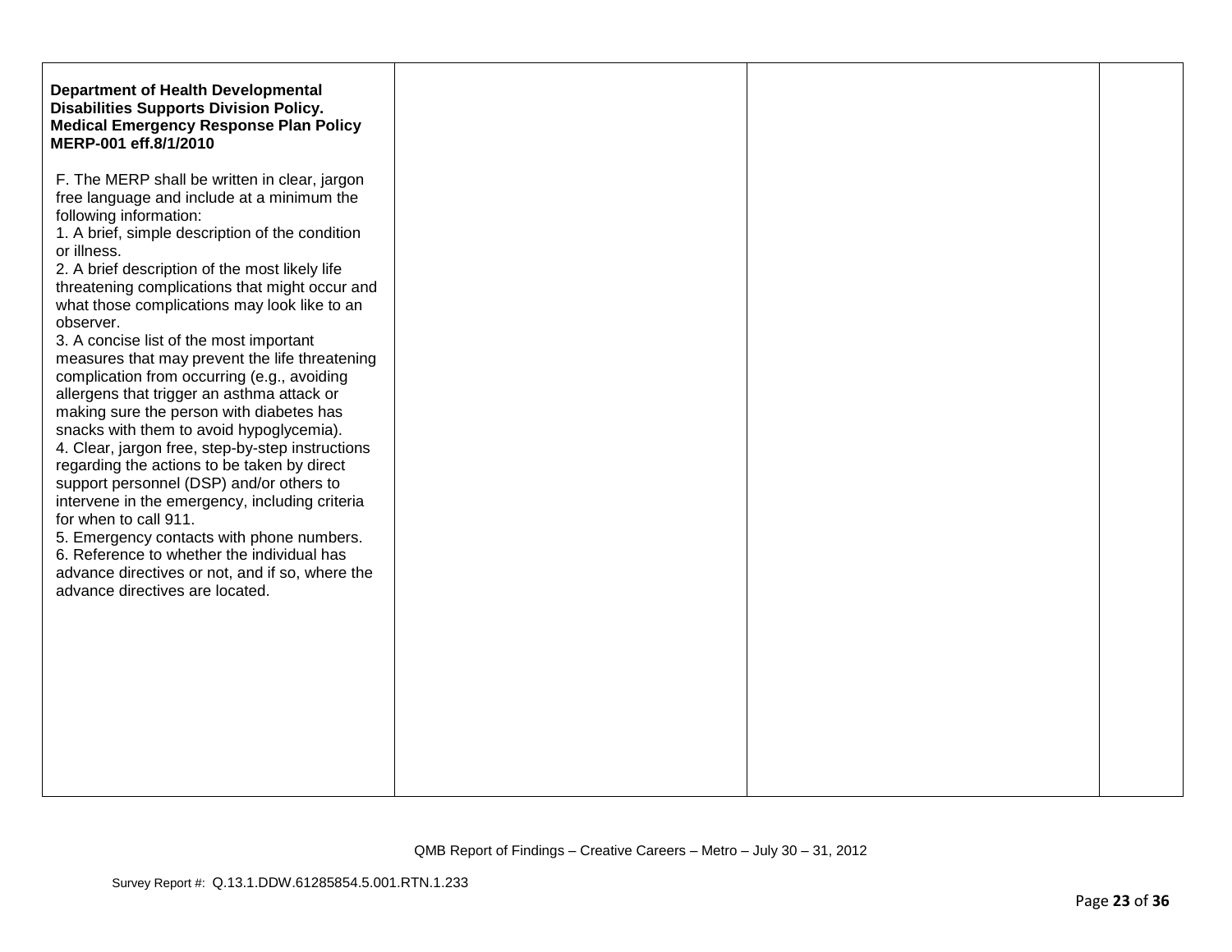| | | | |
|---|---|---|---|
| **Department of Health Developmental Disabilities Supports Division Policy. Medical Emergency Response Plan Policy MERP-001 eff.8/1/2010**<br><br>F. The MERP shall be written in clear, jargon free language and include at a minimum the following information:<br>1. A brief, simple description of the condition or illness.<br>2. A brief description of the most likely life threatening complications that might occur and what those complications may look like to an observer.<br>3. A concise list of the most important measures that may prevent the life threatening complication from occurring (e.g., avoiding allergens that trigger an asthma attack or making sure the person with diabetes has snacks with them to avoid hypoglycemia).<br>4. Clear, jargon free, step-by-step instructions regarding the actions to be taken by direct support personnel (DSP) and/or others to intervene in the emergency, including criteria for when to call 911.<br>5. Emergency contacts with phone numbers.<br>6. Reference to whether the individual has advance directives or not, and if so, where the advance directives are located. | | | |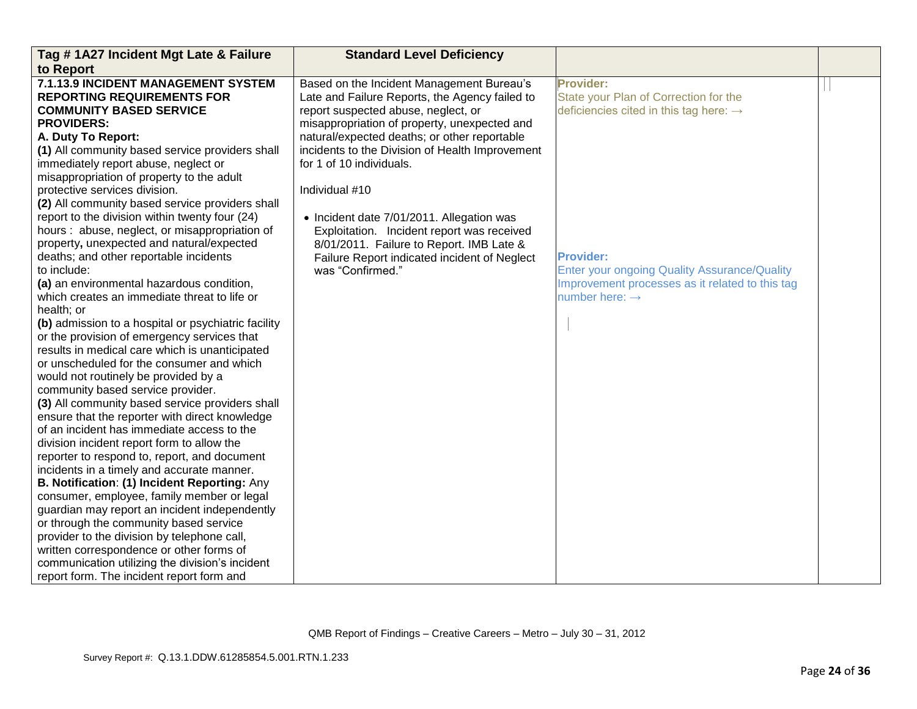| Tag # 1A27 Incident Mgt Late & Failure to Report | Standard Level Deficiency | | |
|---|---|---|---|
| **7.1.13.9 INCIDENT MANAGEMENT SYSTEM REPORTING REQUIREMENTS FOR COMMUNITY BASED SERVICE PROVIDERS:**<br>**A. Duty To Report:**<br>**(1)** All community based service providers shall immediately report abuse, neglect or misappropriation of property to the adult protective services division.<br>**(2)** All community based service providers shall report to the division within twenty four (24) hours : abuse, neglect, or misappropriation of property**,** unexpected and natural/expected deaths; and other reportable incidents to include:<br>**(a)** an environmental hazardous condition, which creates an immediate threat to life or health; or<br>**(b)** admission to a hospital or psychiatric facility or the provision of emergency services that results in medical care which is unanticipated or unscheduled for the consumer and which would not routinely be provided by a community based service provider.<br>**(3)** All community based service providers shall ensure that the reporter with direct knowledge of an incident has immediate access to the division incident report form to allow the reporter to respond to, report, and document incidents in a timely and accurate manner.<br>**B. Notification**: **(1) Incident Reporting:** Any consumer, employee, family member or legal guardian may report an incident independently or through the community based service provider to the division by telephone call, written correspondence or other forms of communication utilizing the division's incident report form. The incident report form and | Based on the Incident Management Bureau's Late and Failure Reports, the Agency failed to report suspected abuse, neglect, or misappropriation of property, unexpected and natural/expected deaths; or other reportable incidents to the Division of Health Improvement for 1 of 10 individuals.<br><br>Individual #10<br><br>• Incident date 7/01/2011. Allegation was Exploitation. Incident report was received 8/01/2011. Failure to Report. IMB Late & Failure Report indicated incident of Neglect was "Confirmed." | **Provider:**<br>State your Plan of Correction for the deficiencies cited in this tag here: →<br><br><br><br><br><br><br><br><br><br>**Provider:**<br>Enter your ongoing Quality Assurance/Quality Improvement processes as it related to this tag number here: → | |

QMB Report of Findings – Creative Careers – Metro – July 30 – 31, 2012

Survey Report #: Q.13.1.DDW.61285854.5.001.RTN.1.233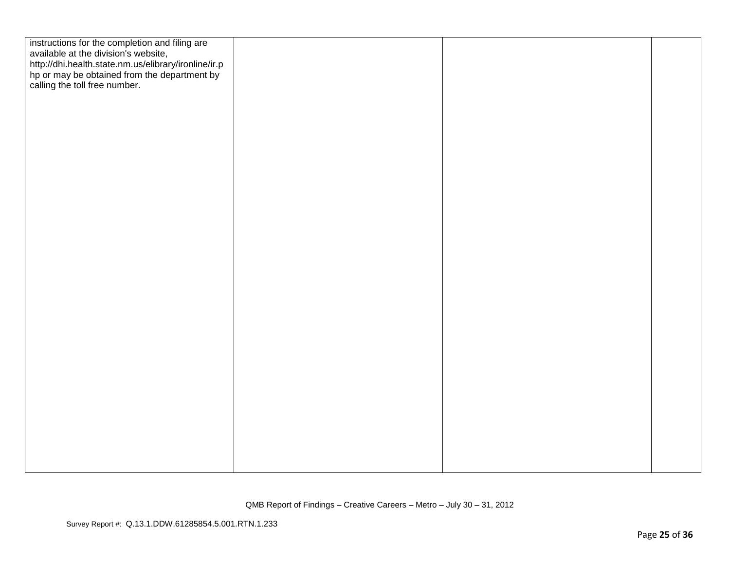| | | | |
|---|---|---|---|
| instructions for the completion and filing are available at the division's website, http://dhi.health.state.nm.us/elibrary/ironline/ir.php or may be obtained from the department by calling the toll free number. | | | |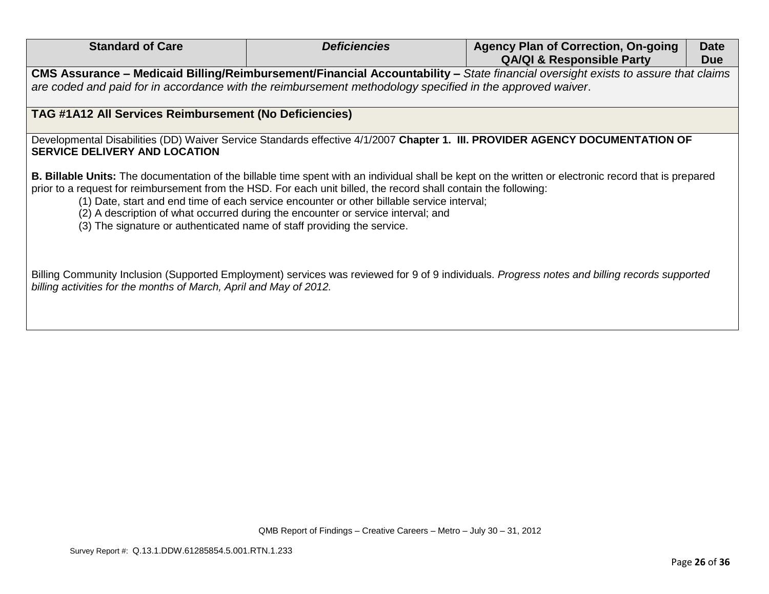| Standard of Care | *Deficiencies* | Agency Plan of Correction, On-going QA/QI & Responsible Party | Date Due |
|---|---|---|---|
| **CMS Assurance – Medicaid Billing/Reimbursement/Financial Accountability –** *State financial oversight exists to assure that claims are coded and paid for in accordance with the reimbursement methodology specified in the approved waiver*. | | | |
| **TAG #1A12 All Services Reimbursement (No Deficiencies)** | | | |
| Developmental Disabilities (DD) Waiver Service Standards effective 4/1/2007 **Chapter 1. III. PROVIDER AGENCY DOCUMENTATION OF SERVICE DELIVERY AND LOCATION**<br><br>**B. Billable Units:** The documentation of the billable time spent with an individual shall be kept on the written or electronic record that is prepared prior to a request for reimbursement from the HSD. For each unit billed, the record shall contain the following:<br>(1) Date, start and end time of each service encounter or other billable service interval;<br>(2) A description of what occurred during the encounter or service interval; and<br>(3) The signature or authenticated name of staff providing the service.<br><br>Billing Community Inclusion (Supported Employment) services was reviewed for 9 of 9 individuals. *Progress notes and billing records supported billing activities for the months of March, April and May of 2012.* | | | |

QMB Report of Findings – Creative Careers – Metro – July 30 – 31, 2012

Survey Report #: Q.13.1.DDW.61285854.5.001.RTN.1.233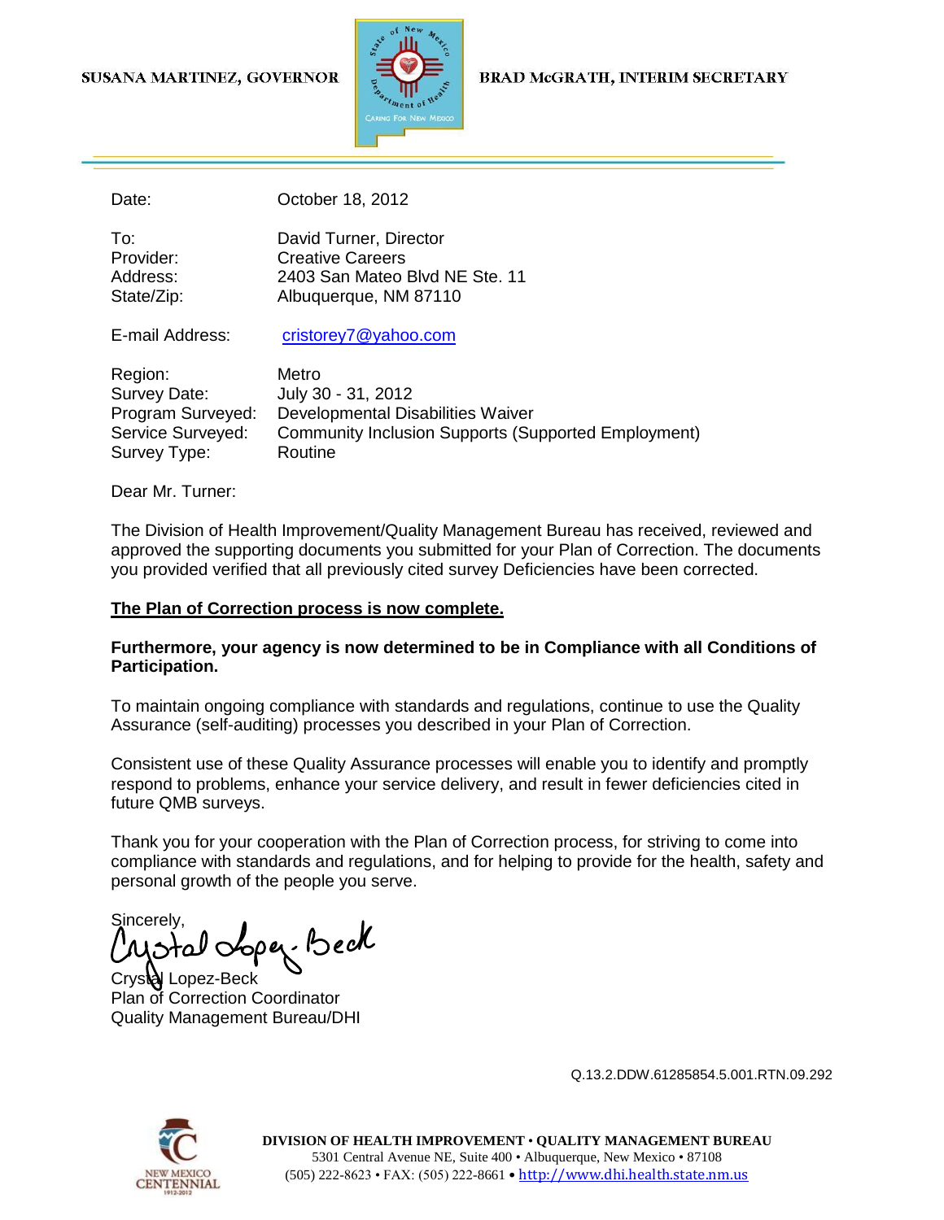SUSANA MARTINEZ, GOVERNOR

BRAD McGRATH, INTERIM SECRETARY

| | |
|---|---|
| Date: | October 18, 2012 |
| To: | David Turner, Director |
| Provider: | Creative Careers |
| Address: | 2403 San Mateo Blvd NE Ste. 11 |
| State/Zip: | Albuquerque, NM 87110 |
| E-mail Address: | cristorey7@yahoo.com |
| Region: | Metro |
| Survey Date: | July 30 - 31, 2012 |
| Program Surveyed: | Developmental Disabilities Waiver |
| Service Surveyed: | Community Inclusion Supports (Supported Employment) |
| Survey Type: | Routine |

Dear Mr. Turner:

The Division of Health Improvement/Quality Management Bureau has received, reviewed and approved the supporting documents you submitted for your Plan of Correction. The documents you provided verified that all previously cited survey Deficiencies have been corrected.

**The Plan of Correction process is now complete.**

**Furthermore, your agency is now determined to be in Compliance with all Conditions of Participation.**

To maintain ongoing compliance with standards and regulations, continue to use the Quality Assurance (self-auditing) processes you described in your Plan of Correction.

Consistent use of these Quality Assurance processes will enable you to identify and promptly respond to problems, enhance your service delivery, and result in fewer deficiencies cited in future QMB surveys.

Thank you for your cooperation with the Plan of Correction process, for striving to come into compliance with standards and regulations, and for helping to provide for the health, safety and personal growth of the people you serve.

Sincerely,

Crystal Lopez-Beck
Plan of Correction Coordinator
Quality Management Bureau/DHI

Q.13.2.DDW.61285854.5.001.RTN.09.292

**DIVISION OF HEALTH IMPROVEMENT • QUALITY MANAGEMENT BUREAU**
5301 Central Avenue NE, Suite 400 • Albuquerque, New Mexico • 87108
(505) 222-8623 • FAX: (505) 222-8661 • http://www.dhi.health.state.nm.us